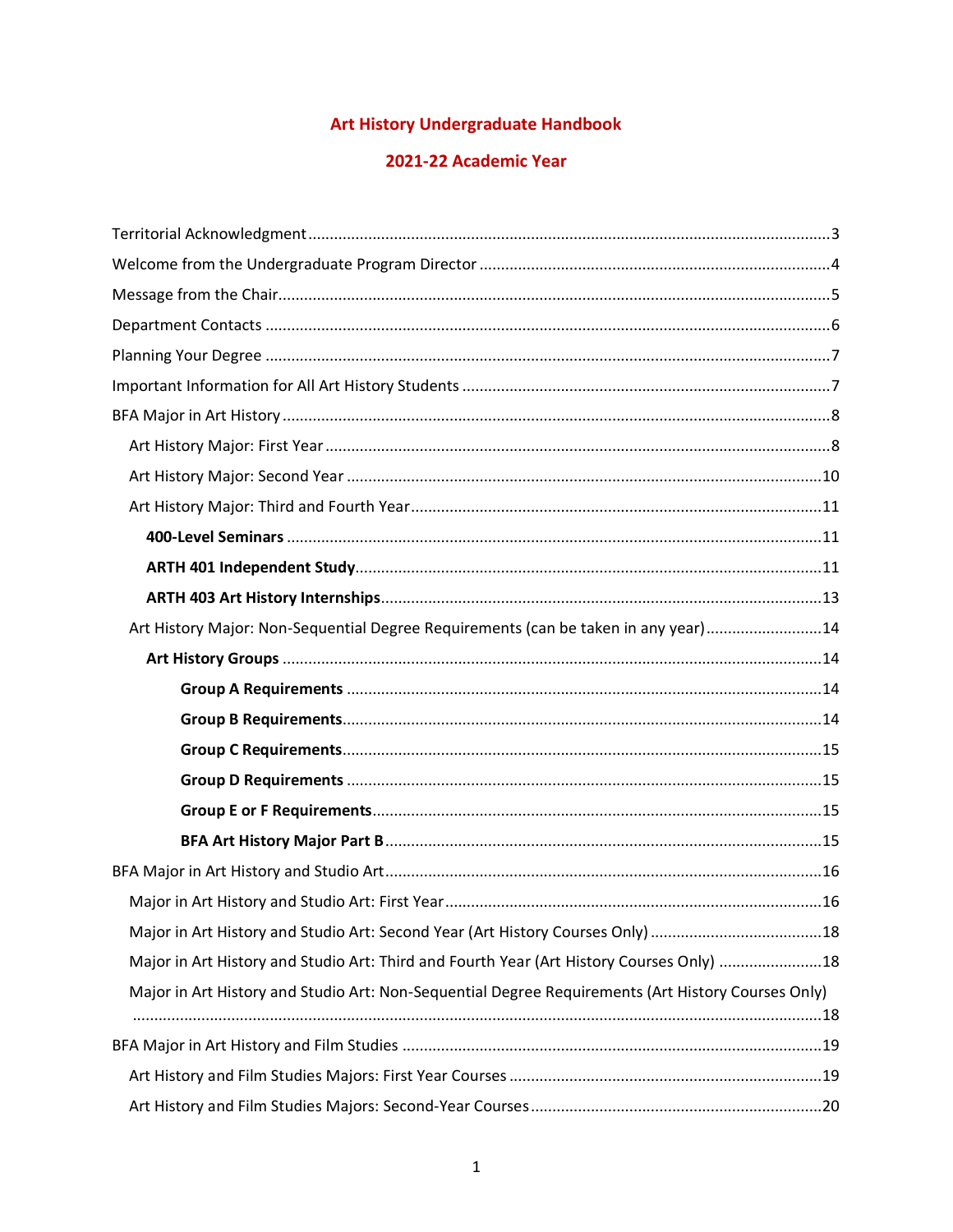# Art History Undergraduate Handbook

## 2021-22 Academic Year

Territorial Acknowledgment .......... 3
Welcome from the Undergraduate Program Director .......... 4
Message from the Chair .......... 5
Department Contacts .......... 6
Planning Your Degree .......... 7
Important Information for All Art History Students .......... 7
BFA Major in Art History .......... 8
  Art History Major: First Year .......... 8
  Art History Major: Second Year .......... 10
  Art History Major: Third and Fourth Year .......... 11
    **400-Level Seminars** .......... 11
    **ARTH 401 Independent Study** .......... 11
    **ARTH 403 Art History Internships** .......... 13
  Art History Major: Non-Sequential Degree Requirements (can be taken in any year) .......... 14
    **Art History Groups** .......... 14
      **Group A Requirements** .......... 14
      **Group B Requirements** .......... 14
      **Group C Requirements** .......... 15
      **Group D Requirements** .......... 15
      **Group E or F Requirements** .......... 15
      **BFA Art History Major Part B** .......... 15
BFA Major in Art History and Studio Art .......... 16
  Major in Art History and Studio Art: First Year .......... 16
  Major in Art History and Studio Art: Second Year (Art History Courses Only) .......... 18
  Major in Art History and Studio Art: Third and Fourth Year (Art History Courses Only) .......... 18
  Major in Art History and Studio Art: Non-Sequential Degree Requirements (Art History Courses Only) .......... 18
BFA Major in Art History and Film Studies .......... 19
  Art History and Film Studies Majors: First Year Courses .......... 19
  Art History and Film Studies Majors: Second-Year Courses .......... 20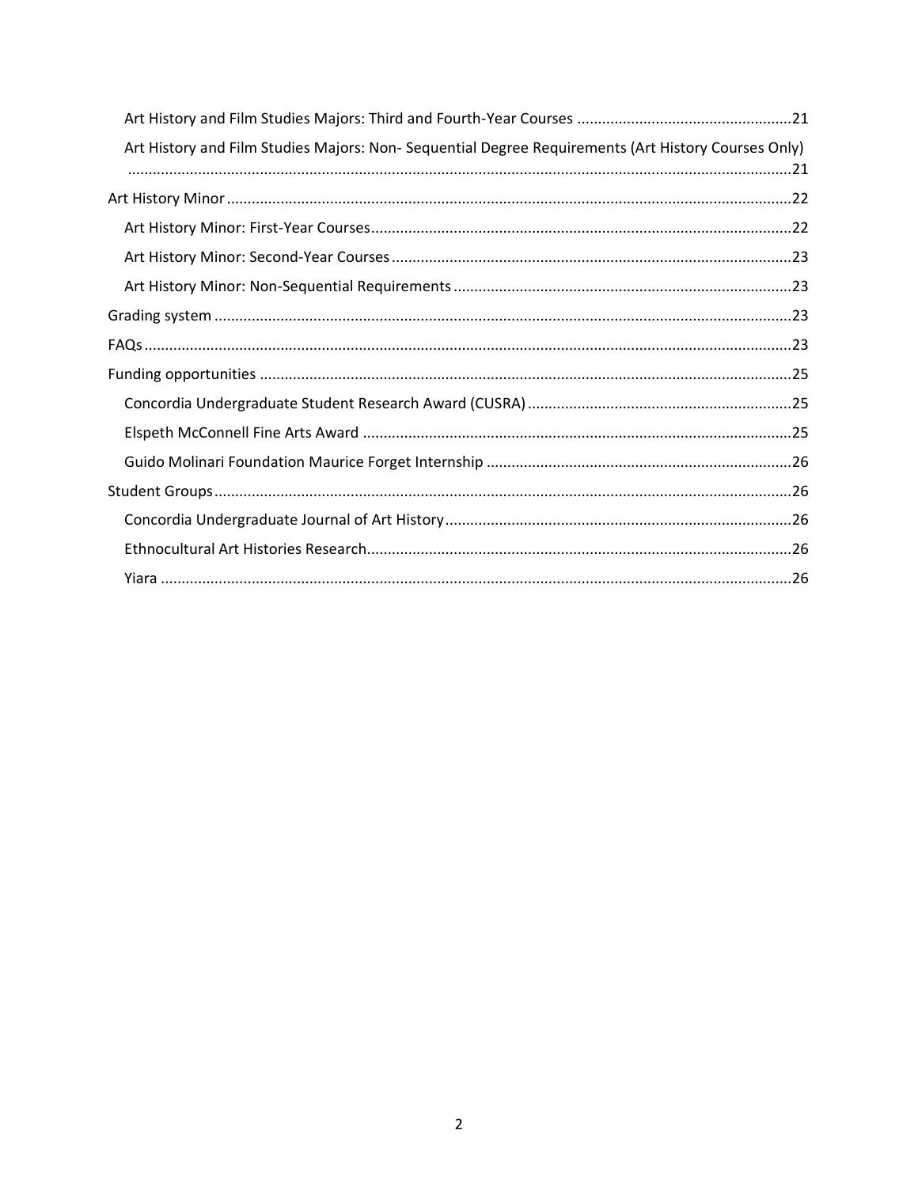- Art History and Film Studies Majors: Third and Fourth-Year Courses ....................................................21
- Art History and Film Studies Majors: Non- Sequential Degree Requirements (Art History Courses Only) ....................................................21

Art History Minor ....................................................22

- Art History Minor: First-Year Courses ....................................................22
- Art History Minor: Second-Year Courses ....................................................23
- Art History Minor: Non-Sequential Requirements ....................................................23

Grading system ....................................................23

FAQs ....................................................23

Funding opportunities ....................................................25

- Concordia Undergraduate Student Research Award (CUSRA) ....................................................25
- Elspeth McConnell Fine Arts Award ....................................................25
- Guido Molinari Foundation Maurice Forget Internship ....................................................26

Student Groups ....................................................26

- Concordia Undergraduate Journal of Art History ....................................................26
- Ethnocultural Art Histories Research ....................................................26
- Yiara ....................................................26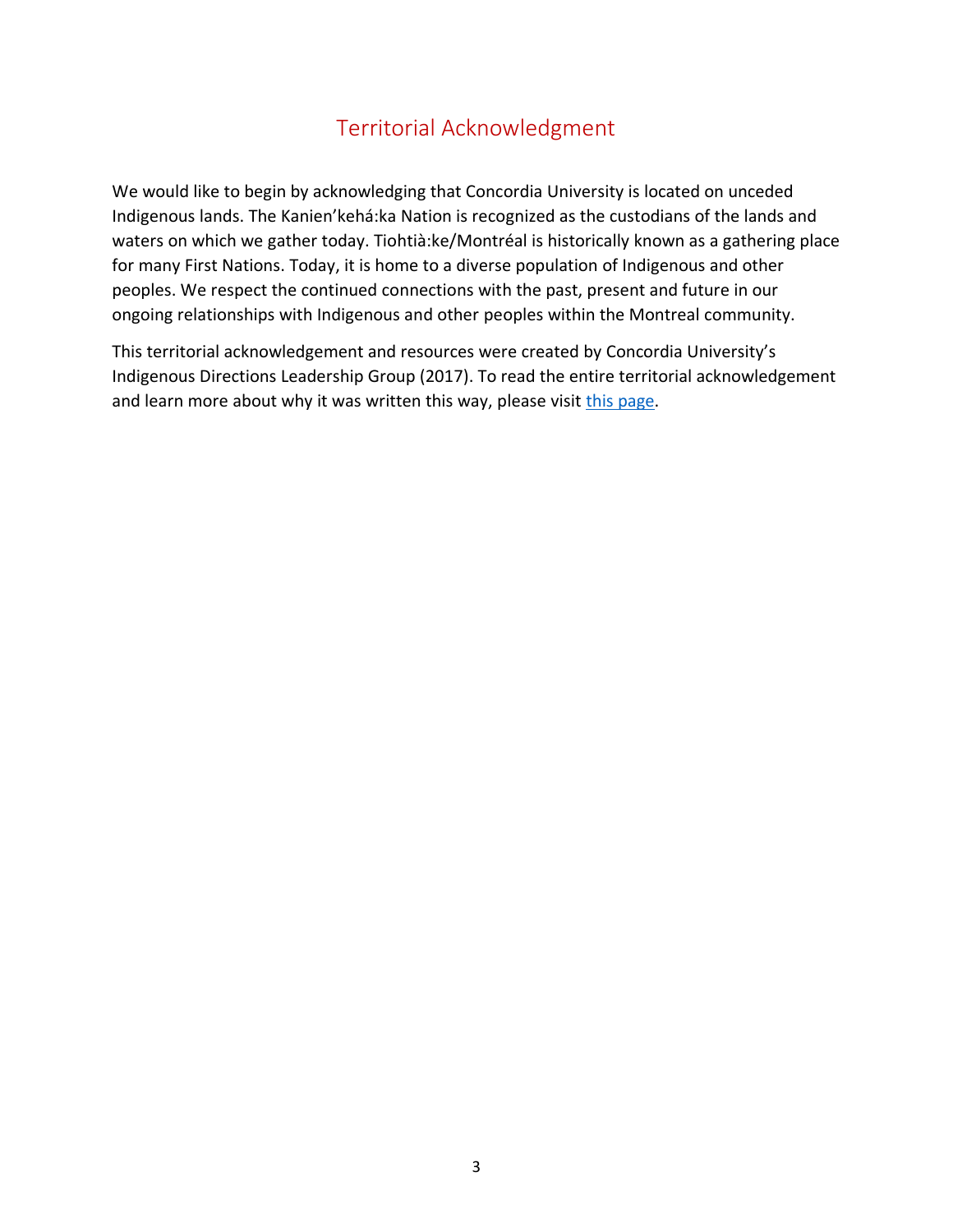# Territorial Acknowledgment

We would like to begin by acknowledging that Concordia University is located on unceded Indigenous lands. The Kanien'kehá:ka Nation is recognized as the custodians of the lands and waters on which we gather today. Tiohtià:ke/Montréal is historically known as a gathering place for many First Nations. Today, it is home to a diverse population of Indigenous and other peoples. We respect the continued connections with the past, present and future in our ongoing relationships with Indigenous and other peoples within the Montreal community.

This territorial acknowledgement and resources were created by Concordia University's Indigenous Directions Leadership Group (2017). To read the entire territorial acknowledgement and learn more about why it was written this way, please visit this page.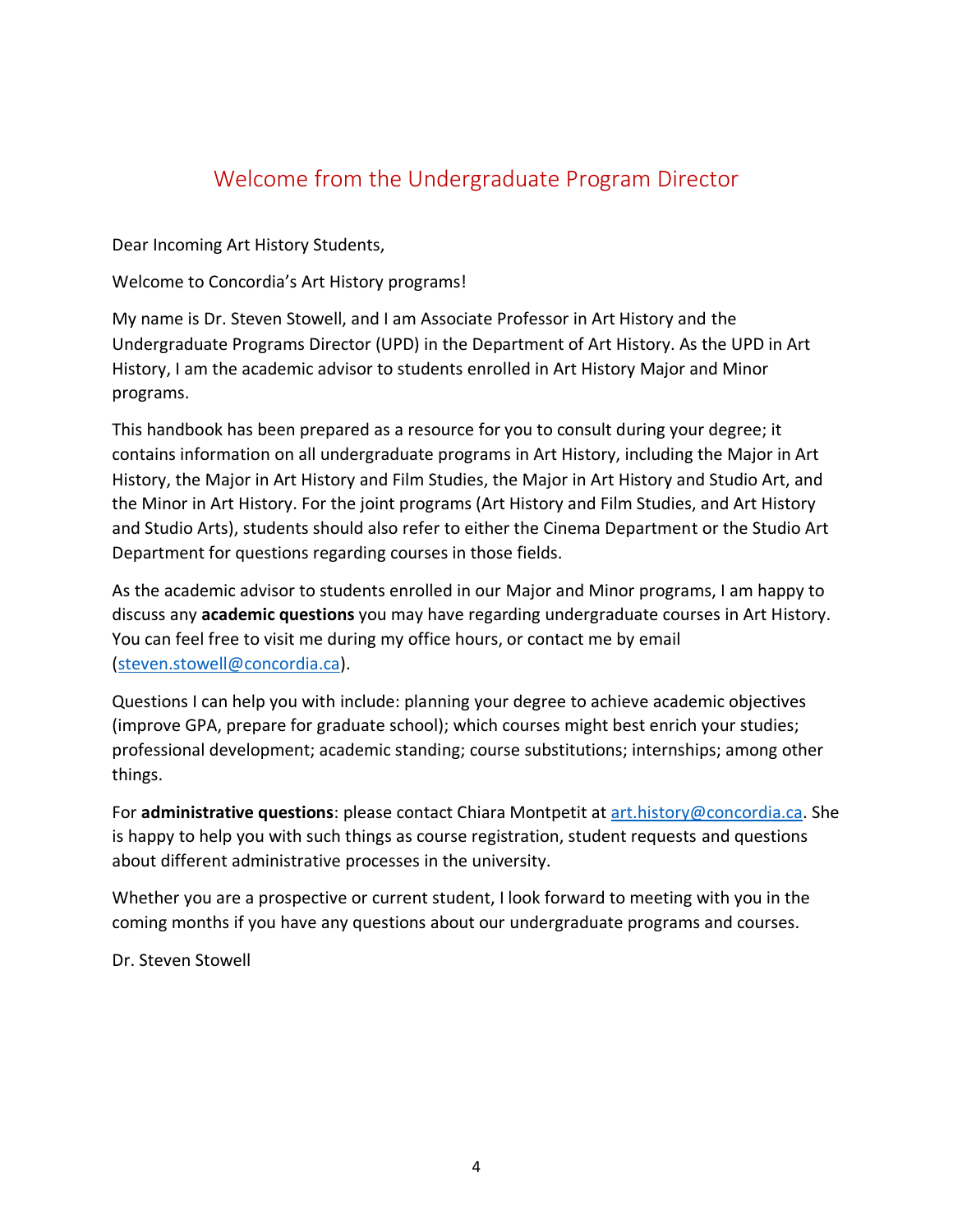# Welcome from the Undergraduate Program Director

Dear Incoming Art History Students,

Welcome to Concordia's Art History programs!

My name is Dr. Steven Stowell, and I am Associate Professor in Art History and the Undergraduate Programs Director (UPD) in the Department of Art History. As the UPD in Art History, I am the academic advisor to students enrolled in Art History Major and Minor programs.

This handbook has been prepared as a resource for you to consult during your degree; it contains information on all undergraduate programs in Art History, including the Major in Art History, the Major in Art History and Film Studies, the Major in Art History and Studio Art, and the Minor in Art History. For the joint programs (Art History and Film Studies, and Art History and Studio Arts), students should also refer to either the Cinema Department or the Studio Art Department for questions regarding courses in those fields.

As the academic advisor to students enrolled in our Major and Minor programs, I am happy to discuss any **academic questions** you may have regarding undergraduate courses in Art History. You can feel free to visit me during my office hours, or contact me by email (steven.stowell@concordia.ca).

Questions I can help you with include: planning your degree to achieve academic objectives (improve GPA, prepare for graduate school); which courses might best enrich your studies; professional development; academic standing; course substitutions; internships; among other things.

For **administrative questions**: please contact Chiara Montpetit at art.history@concordia.ca. She is happy to help you with such things as course registration, student requests and questions about different administrative processes in the university.

Whether you are a prospective or current student, I look forward to meeting with you in the coming months if you have any questions about our undergraduate programs and courses.

Dr. Steven Stowell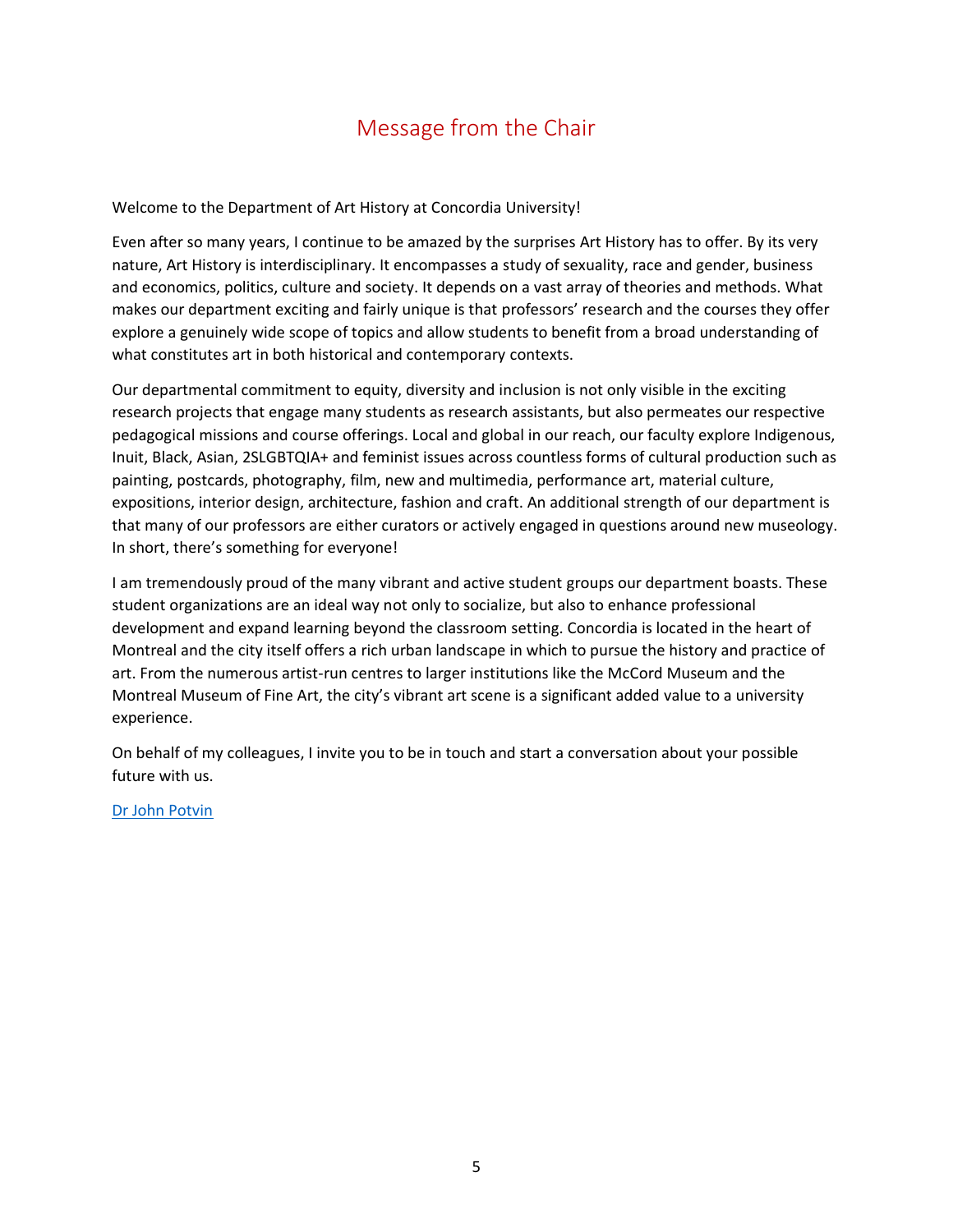# Message from the Chair

Welcome to the Department of Art History at Concordia University!

Even after so many years, I continue to be amazed by the surprises Art History has to offer. By its very nature, Art History is interdisciplinary. It encompasses a study of sexuality, race and gender, business and economics, politics, culture and society. It depends on a vast array of theories and methods. What makes our department exciting and fairly unique is that professors' research and the courses they offer explore a genuinely wide scope of topics and allow students to benefit from a broad understanding of what constitutes art in both historical and contemporary contexts.

Our departmental commitment to equity, diversity and inclusion is not only visible in the exciting research projects that engage many students as research assistants, but also permeates our respective pedagogical missions and course offerings. Local and global in our reach, our faculty explore Indigenous, Inuit, Black, Asian, 2SLGBTQIA+ and feminist issues across countless forms of cultural production such as painting, postcards, photography, film, new and multimedia, performance art, material culture, expositions, interior design, architecture, fashion and craft. An additional strength of our department is that many of our professors are either curators or actively engaged in questions around new museology. In short, there's something for everyone!

I am tremendously proud of the many vibrant and active student groups our department boasts. These student organizations are an ideal way not only to socialize, but also to enhance professional development and expand learning beyond the classroom setting. Concordia is located in the heart of Montreal and the city itself offers a rich urban landscape in which to pursue the history and practice of art. From the numerous artist-run centres to larger institutions like the McCord Museum and the Montreal Museum of Fine Art, the city's vibrant art scene is a significant added value to a university experience.

On behalf of my colleagues, I invite you to be in touch and start a conversation about your possible future with us.

Dr John Potvin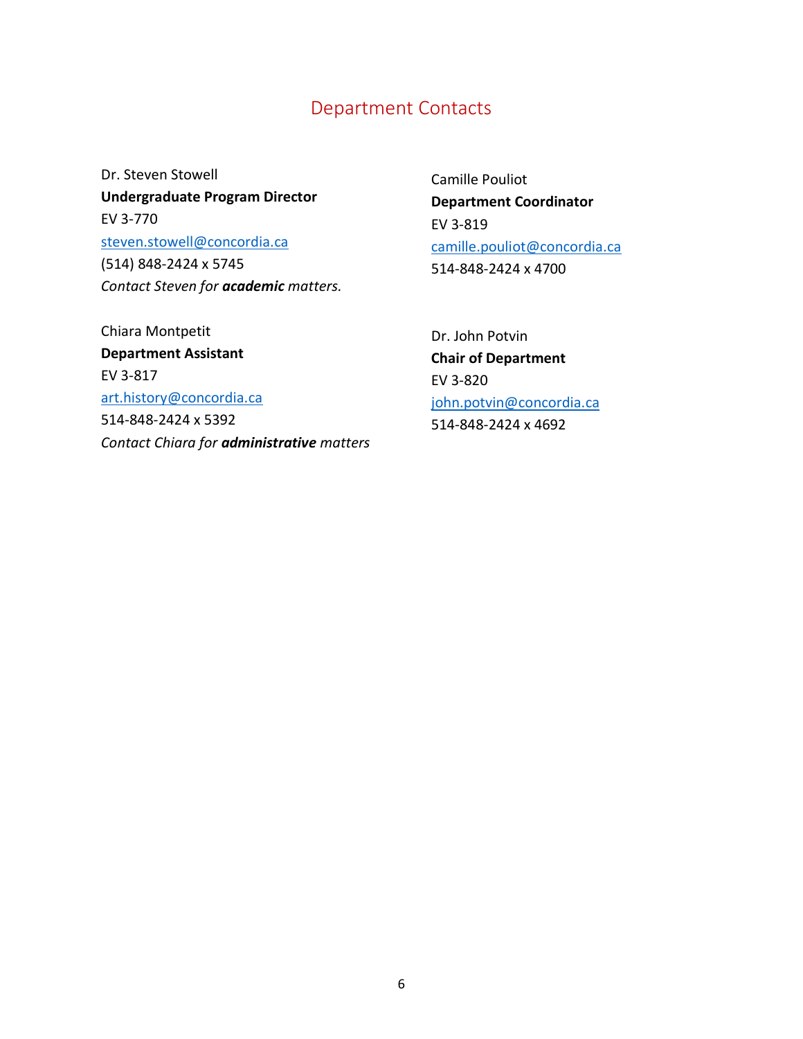## Department Contacts

Dr. Steven Stowell
**Undergraduate Program Director**
EV 3-770
steven.stowell@concordia.ca
(514) 848-2424 x 5745
*Contact Steven for* ***academic*** *matters.*

Chiara Montpetit
**Department Assistant**
EV 3-817
art.history@concordia.ca
514-848-2424 x 5392
*Contact Chiara for* ***administrative*** *matters*

Camille Pouliot
**Department Coordinator**
EV 3-819
camille.pouliot@concordia.ca
514-848-2424 x 4700

Dr. John Potvin
**Chair of Department**
EV 3-820
john.potvin@concordia.ca
514-848-2424 x 4692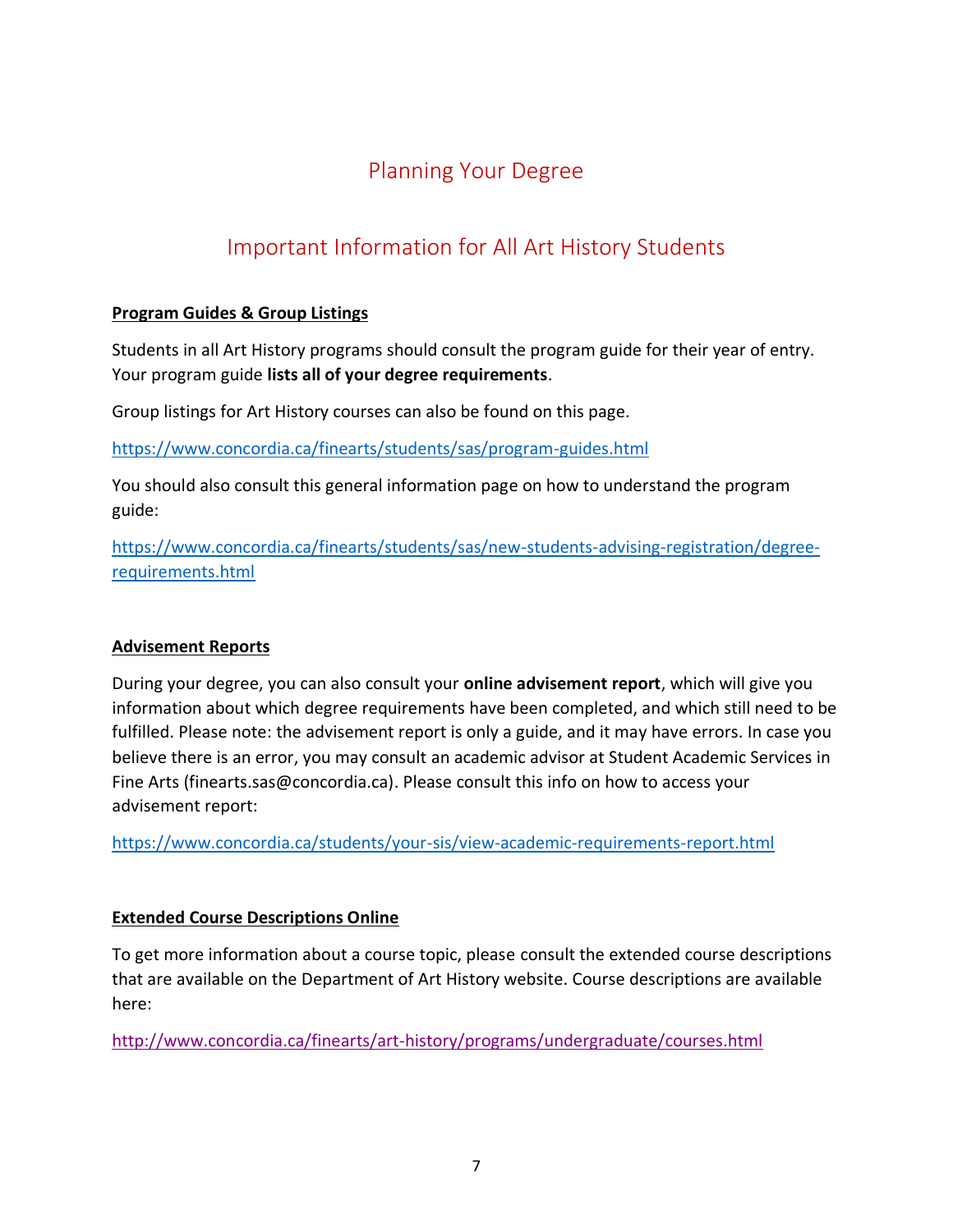# Planning Your Degree

## Important Information for All Art History Students

**Program Guides & Group Listings**

Students in all Art History programs should consult the program guide for their year of entry. Your program guide **lists all of your degree requirements**.

Group listings for Art History courses can also be found on this page.

https://www.concordia.ca/finearts/students/sas/program-guides.html

You should also consult this general information page on how to understand the program guide:

https://www.concordia.ca/finearts/students/sas/new-students-advising-registration/degree-requirements.html

**Advisement Reports**

During your degree, you can also consult your **online advisement report**, which will give you information about which degree requirements have been completed, and which still need to be fulfilled. Please note: the advisement report is only a guide, and it may have errors. In case you believe there is an error, you may consult an academic advisor at Student Academic Services in Fine Arts (finearts.sas@concordia.ca). Please consult this info on how to access your advisement report:

https://www.concordia.ca/students/your-sis/view-academic-requirements-report.html

**Extended Course Descriptions Online**

To get more information about a course topic, please consult the extended course descriptions that are available on the Department of Art History website. Course descriptions are available here:

http://www.concordia.ca/finearts/art-history/programs/undergraduate/courses.html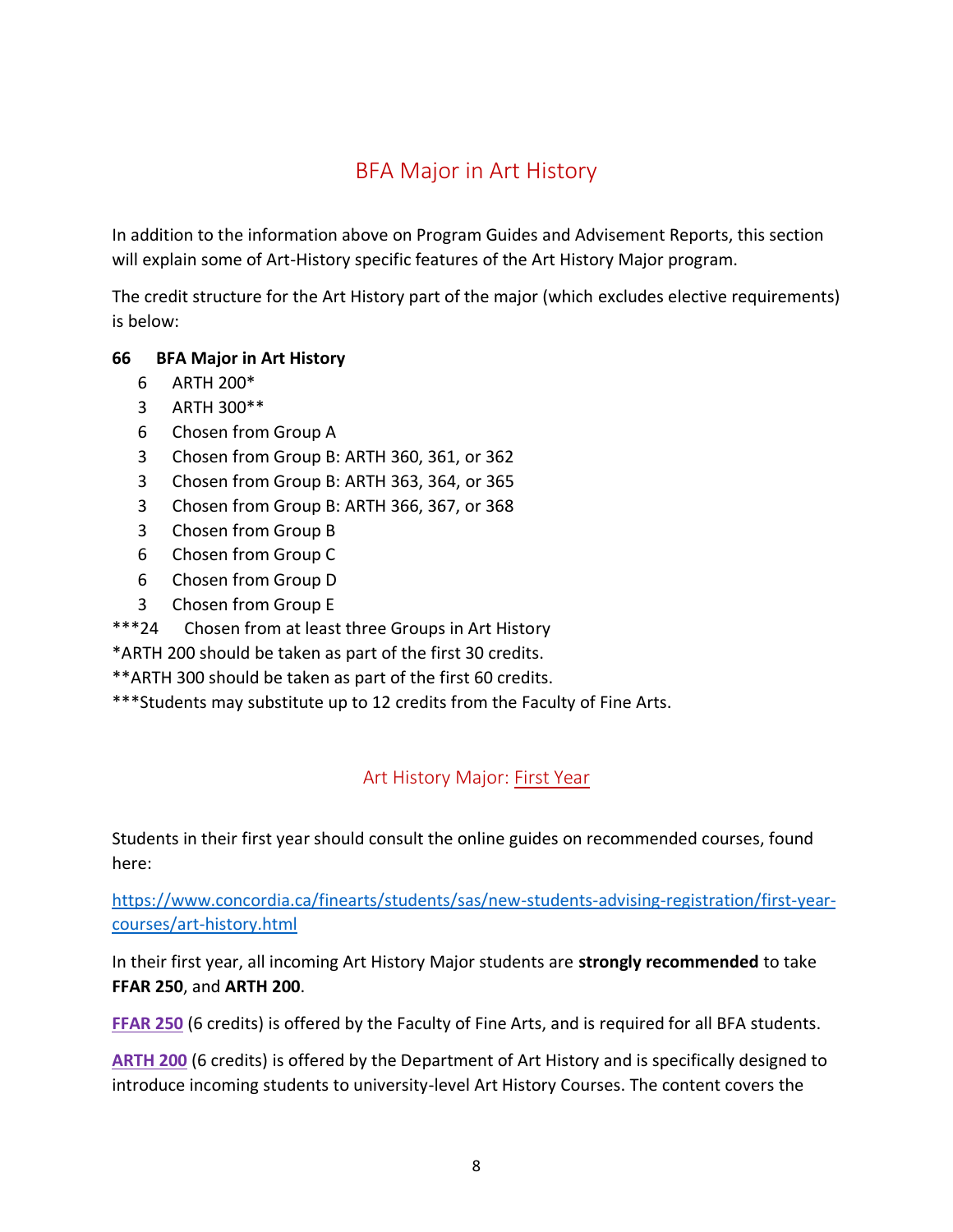## BFA Major in Art History

In addition to the information above on Program Guides and Advisement Reports, this section will explain some of Art-History specific features of the Art History Major program.

The credit structure for the Art History part of the major (which excludes elective requirements) is below:

**66 BFA Major in Art History**

- 6 ARTH 200*
- 3 ARTH 300**
- 6 Chosen from Group A
- 3 Chosen from Group B: ARTH 360, 361, or 362
- 3 Chosen from Group B: ARTH 363, 364, or 365
- 3 Chosen from Group B: ARTH 366, 367, or 368
- 3 Chosen from Group B
- 6 Chosen from Group C
- 6 Chosen from Group D
- 3 Chosen from Group E

***24 Chosen from at least three Groups in Art History

*ARTH 200 should be taken as part of the first 30 credits.

**ARTH 300 should be taken as part of the first 60 credits.

***Students may substitute up to 12 credits from the Faculty of Fine Arts.

### Art History Major: First Year

Students in their first year should consult the online guides on recommended courses, found here:

https://www.concordia.ca/finearts/students/sas/new-students-advising-registration/first-year-courses/art-history.html

In their first year, all incoming Art History Major students are **strongly recommended** to take **FFAR 250**, and **ARTH 200**.

**FFAR 250** (6 credits) is offered by the Faculty of Fine Arts, and is required for all BFA students.

**ARTH 200** (6 credits) is offered by the Department of Art History and is specifically designed to introduce incoming students to university-level Art History Courses. The content covers the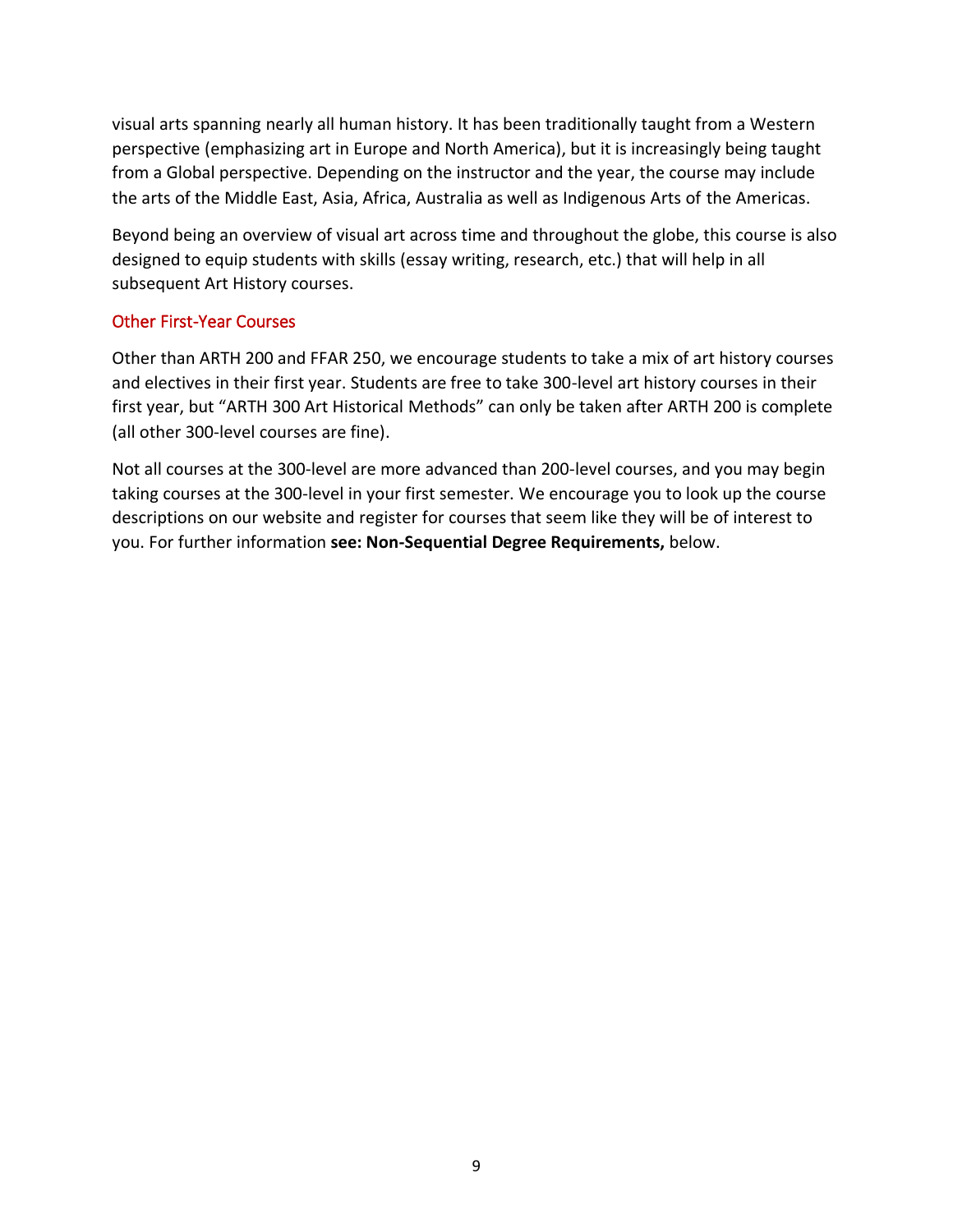visual arts spanning nearly all human history. It has been traditionally taught from a Western perspective (emphasizing art in Europe and North America), but it is increasingly being taught from a Global perspective. Depending on the instructor and the year, the course may include the arts of the Middle East, Asia, Africa, Australia as well as Indigenous Arts of the Americas.

Beyond being an overview of visual art across time and throughout the globe, this course is also designed to equip students with skills (essay writing, research, etc.) that will help in all subsequent Art History courses.

### Other First-Year Courses

Other than ARTH 200 and FFAR 250, we encourage students to take a mix of art history courses and electives in their first year. Students are free to take 300-level art history courses in their first year, but "ARTH 300 Art Historical Methods" can only be taken after ARTH 200 is complete (all other 300-level courses are fine).

Not all courses at the 300-level are more advanced than 200-level courses, and you may begin taking courses at the 300-level in your first semester. We encourage you to look up the course descriptions on our website and register for courses that seem like they will be of interest to you. For further information **see: Non-Sequential Degree Requirements,** below.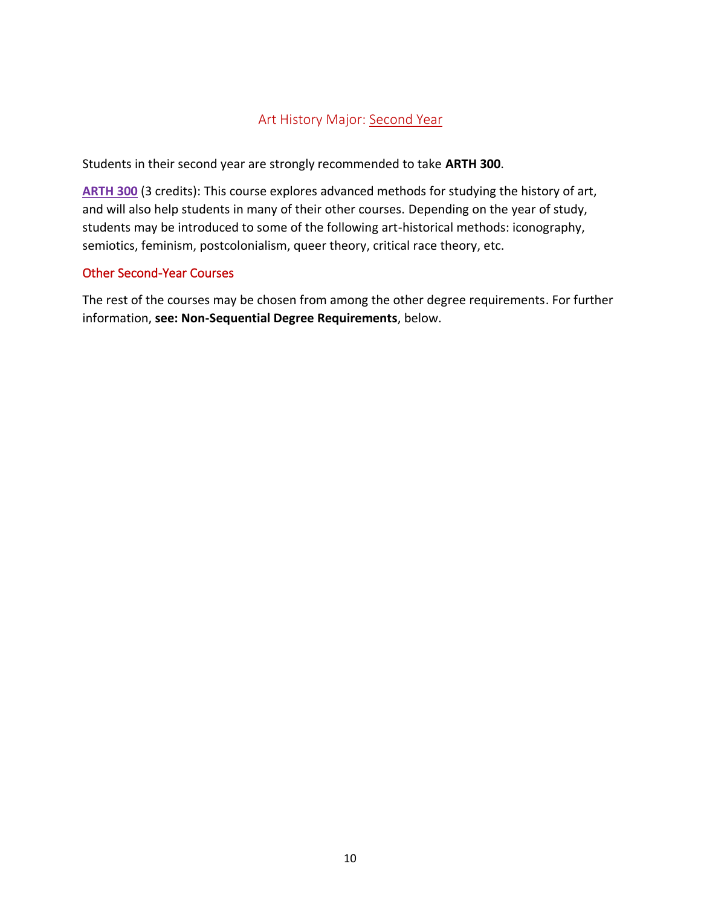## Art History Major: Second Year

Students in their second year are strongly recommended to take **ARTH 300**.

**ARTH 300** (3 credits): This course explores advanced methods for studying the history of art, and will also help students in many of their other courses. Depending on the year of study, students may be introduced to some of the following art-historical methods: iconography, semiotics, feminism, postcolonialism, queer theory, critical race theory, etc.

### Other Second-Year Courses

The rest of the courses may be chosen from among the other degree requirements. For further information, **see: Non-Sequential Degree Requirements**, below.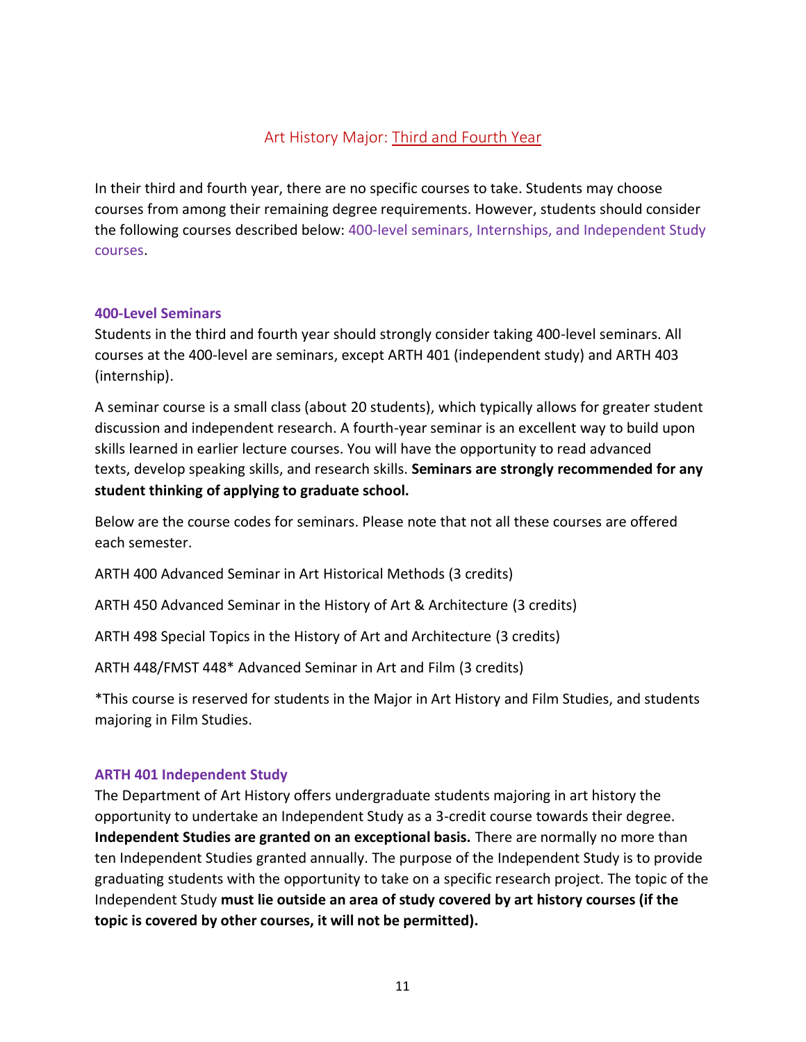## Art History Major: Third and Fourth Year

In their third and fourth year, there are no specific courses to take. Students may choose courses from among their remaining degree requirements. However, students should consider the following courses described below: 400-level seminars, Internships, and Independent Study courses.

### 400-Level Seminars

Students in the third and fourth year should strongly consider taking 400-level seminars. All courses at the 400-level are seminars, except ARTH 401 (independent study) and ARTH 403 (internship).

A seminar course is a small class (about 20 students), which typically allows for greater student discussion and independent research. A fourth-year seminar is an excellent way to build upon skills learned in earlier lecture courses. You will have the opportunity to read advanced texts, develop speaking skills, and research skills. **Seminars are strongly recommended for any student thinking of applying to graduate school.**

Below are the course codes for seminars. Please note that not all these courses are offered each semester.

ARTH 400 Advanced Seminar in Art Historical Methods (3 credits)

ARTH 450 Advanced Seminar in the History of Art & Architecture (3 credits)

ARTH 498 Special Topics in the History of Art and Architecture (3 credits)

ARTH 448/FMST 448* Advanced Seminar in Art and Film (3 credits)

*This course is reserved for students in the Major in Art History and Film Studies, and students majoring in Film Studies.

### ARTH 401 Independent Study

The Department of Art History offers undergraduate students majoring in art history the opportunity to undertake an Independent Study as a 3-credit course towards their degree. **Independent Studies are granted on an exceptional basis.** There are normally no more than ten Independent Studies granted annually. The purpose of the Independent Study is to provide graduating students with the opportunity to take on a specific research project. The topic of the Independent Study **must lie outside an area of study covered by art history courses (if the topic is covered by other courses, it will not be permitted).**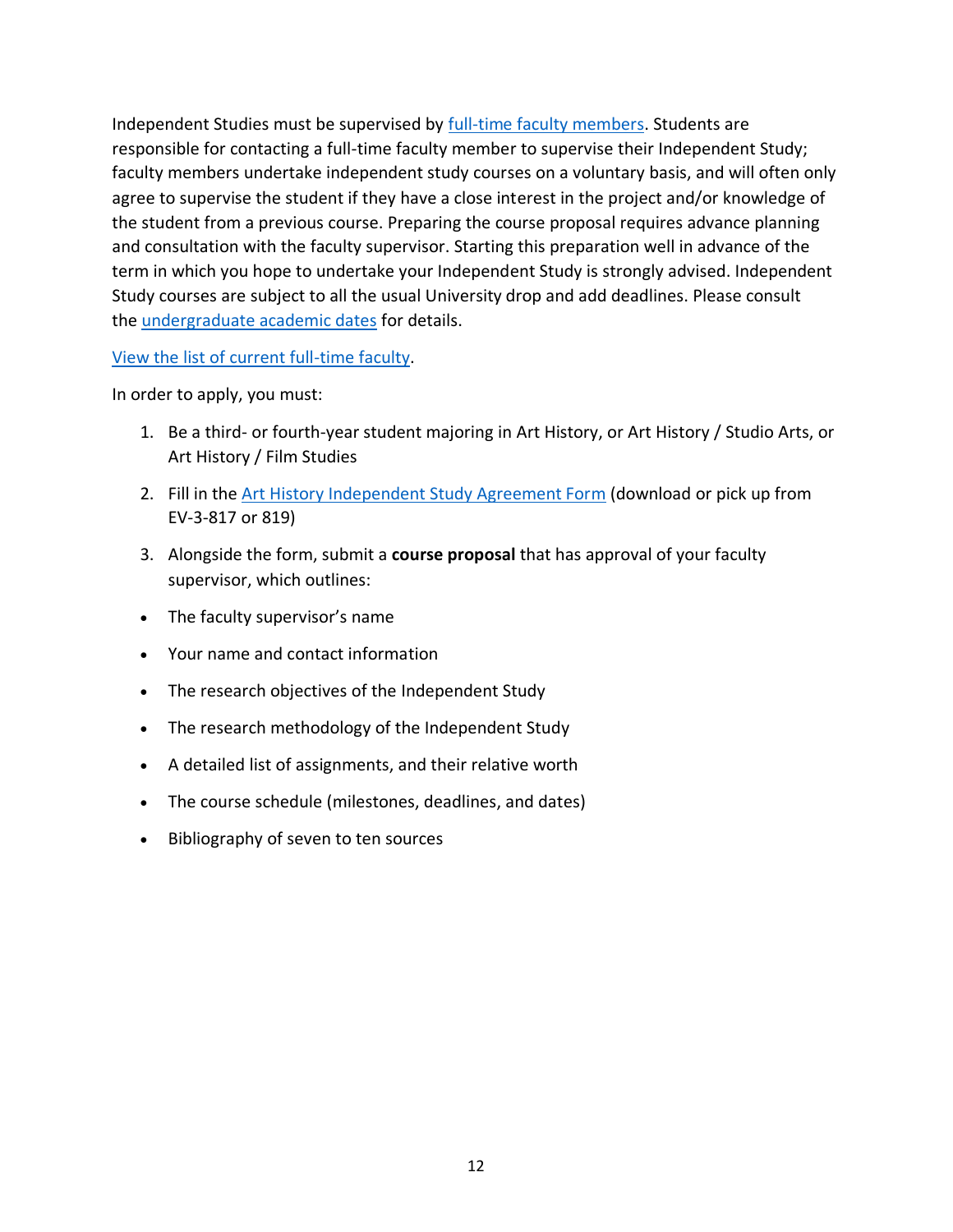Independent Studies must be supervised by full-time faculty members. Students are responsible for contacting a full-time faculty member to supervise their Independent Study; faculty members undertake independent study courses on a voluntary basis, and will often only agree to supervise the student if they have a close interest in the project and/or knowledge of the student from a previous course. Preparing the course proposal requires advance planning and consultation with the faculty supervisor. Starting this preparation well in advance of the term in which you hope to undertake your Independent Study is strongly advised. Independent Study courses are subject to all the usual University drop and add deadlines. Please consult the undergraduate academic dates for details.

View the list of current full-time faculty.

In order to apply, you must:

1. Be a third- or fourth-year student majoring in Art History, or Art History / Studio Arts, or Art History / Film Studies
2. Fill in the Art History Independent Study Agreement Form (download or pick up from EV-3-817 or 819)
3. Alongside the form, submit a **course proposal** that has approval of your faculty supervisor, which outlines:

- The faculty supervisor's name
- Your name and contact information
- The research objectives of the Independent Study
- The research methodology of the Independent Study
- A detailed list of assignments, and their relative worth
- The course schedule (milestones, deadlines, and dates)
- Bibliography of seven to ten sources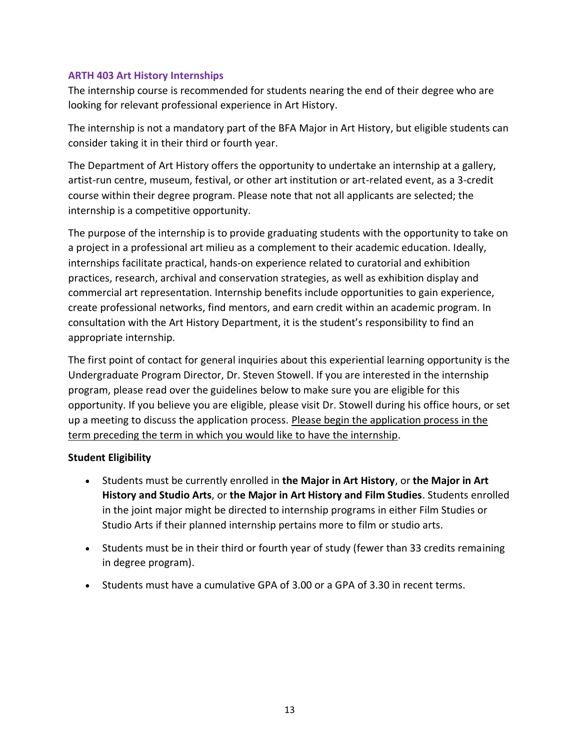### ARTH 403 Art History Internships

The internship course is recommended for students nearing the end of their degree who are looking for relevant professional experience in Art History.

The internship is not a mandatory part of the BFA Major in Art History, but eligible students can consider taking it in their third or fourth year.

The Department of Art History offers the opportunity to undertake an internship at a gallery, artist-run centre, museum, festival, or other art institution or art-related event, as a 3-credit course within their degree program. Please note that not all applicants are selected; the internship is a competitive opportunity.

The purpose of the internship is to provide graduating students with the opportunity to take on a project in a professional art milieu as a complement to their academic education. Ideally, internships facilitate practical, hands-on experience related to curatorial and exhibition practices, research, archival and conservation strategies, as well as exhibition display and commercial art representation. Internship benefits include opportunities to gain experience, create professional networks, find mentors, and earn credit within an academic program. In consultation with the Art History Department, it is the student's responsibility to find an appropriate internship.

The first point of contact for general inquiries about this experiential learning opportunity is the Undergraduate Program Director, Dr. Steven Stowell. If you are interested in the internship program, please read over the guidelines below to make sure you are eligible for this opportunity. If you believe you are eligible, please visit Dr. Stowell during his office hours, or set up a meeting to discuss the application process. Please begin the application process in the term preceding the term in which you would like to have the internship.

**Student Eligibility**

- Students must be currently enrolled in **the Major in Art History**, or **the Major in Art History and Studio Arts**, or **the Major in Art History and Film Studies**. Students enrolled in the joint major might be directed to internship programs in either Film Studies or Studio Arts if their planned internship pertains more to film or studio arts.
- Students must be in their third or fourth year of study (fewer than 33 credits remaining in degree program).
- Students must have a cumulative GPA of 3.00 or a GPA of 3.30 in recent terms.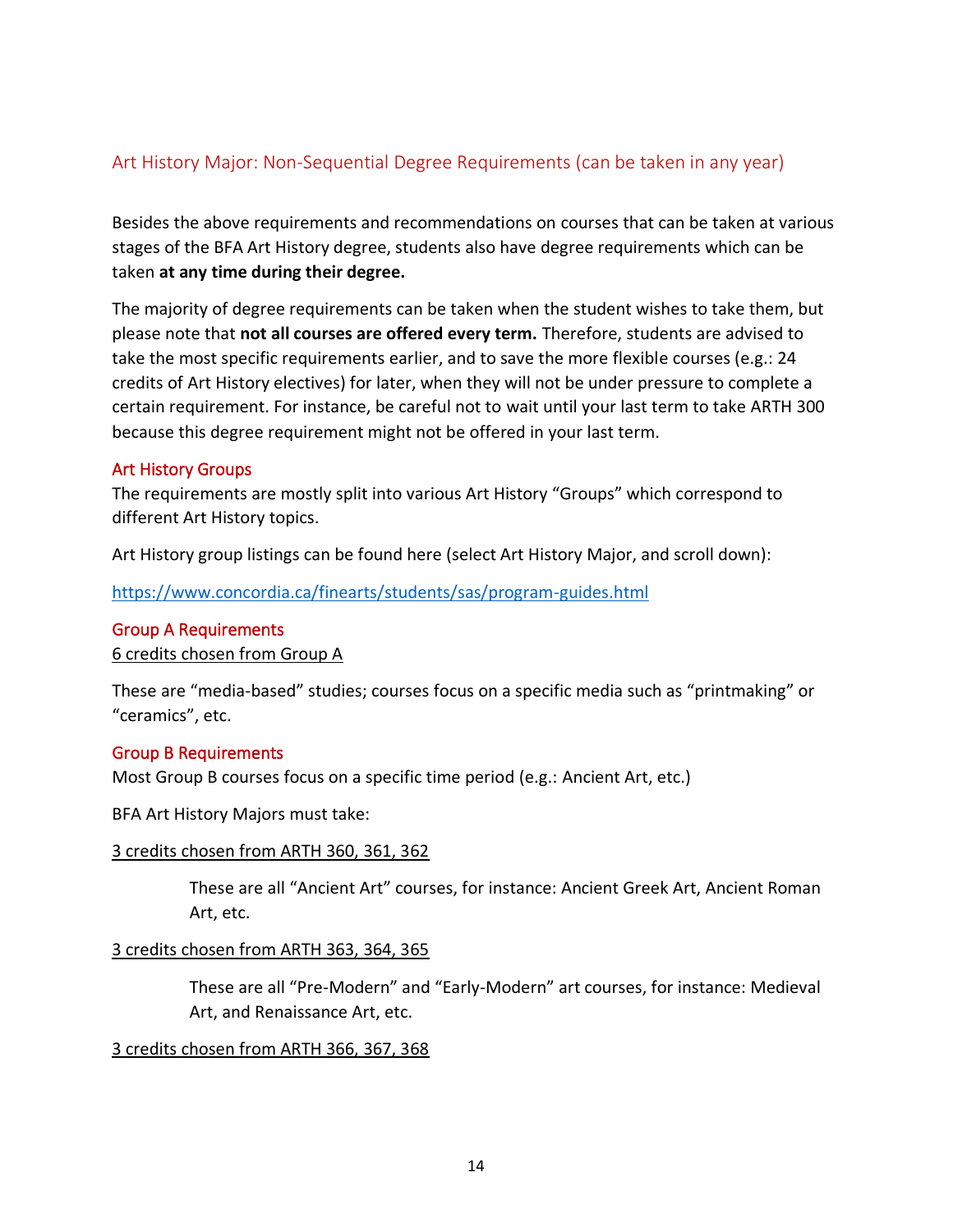## Art History Major: Non-Sequential Degree Requirements (can be taken in any year)

Besides the above requirements and recommendations on courses that can be taken at various stages of the BFA Art History degree, students also have degree requirements which can be taken **at any time during their degree.**

The majority of degree requirements can be taken when the student wishes to take them, but please note that **not all courses are offered every term.** Therefore, students are advised to take the most specific requirements earlier, and to save the more flexible courses (e.g.: 24 credits of Art History electives) for later, when they will not be under pressure to complete a certain requirement. For instance, be careful not to wait until your last term to take ARTH 300 because this degree requirement might not be offered in your last term.

### Art History Groups

The requirements are mostly split into various Art History "Groups" which correspond to different Art History topics.

Art History group listings can be found here (select Art History Major, and scroll down):

[https://www.concordia.ca/finearts/students/sas/program-guides.html](https://www.concordia.ca/finearts/students/sas/program-guides.html)

### Group A Requirements

<u>6 credits chosen from Group A</u>

These are "media-based" studies; courses focus on a specific media such as "printmaking" or "ceramics", etc.

### Group B Requirements

Most Group B courses focus on a specific time period (e.g.: Ancient Art, etc.)

BFA Art History Majors must take:

<u>3 credits chosen from ARTH 360, 361, 362</u>

> These are all "Ancient Art" courses, for instance: Ancient Greek Art, Ancient Roman Art, etc.

<u>3 credits chosen from ARTH 363, 364, 365</u>

> These are all "Pre-Modern" and "Early-Modern" art courses, for instance: Medieval Art, and Renaissance Art, etc.

<u>3 credits chosen from ARTH 366, 367, 368</u>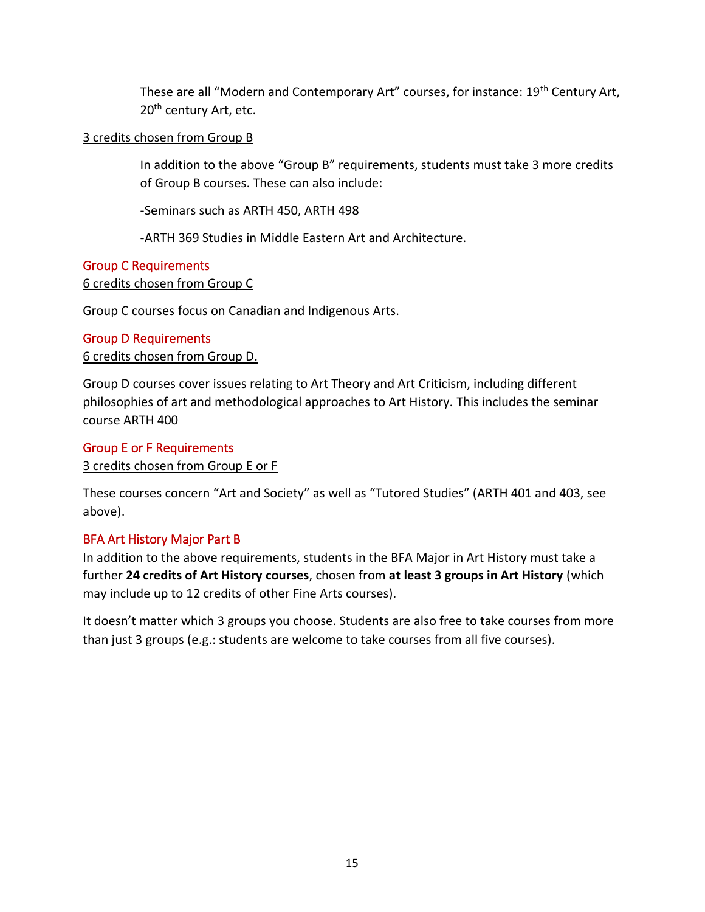These are all "Modern and Contemporary Art" courses, for instance: 19th Century Art, 20th century Art, etc.

3 credits chosen from Group B

In addition to the above "Group B" requirements, students must take 3 more credits of Group B courses. These can also include:

-Seminars such as ARTH 450, ARTH 498

-ARTH 369 Studies in Middle Eastern Art and Architecture.

### Group C Requirements

6 credits chosen from Group C

Group C courses focus on Canadian and Indigenous Arts.

### Group D Requirements

6 credits chosen from Group D.

Group D courses cover issues relating to Art Theory and Art Criticism, including different philosophies of art and methodological approaches to Art History. This includes the seminar course ARTH 400

### Group E or F Requirements

3 credits chosen from Group E or F

These courses concern "Art and Society" as well as "Tutored Studies" (ARTH 401 and 403, see above).

### BFA Art History Major Part B

In addition to the above requirements, students in the BFA Major in Art History must take a further **24 credits of Art History courses**, chosen from **at least 3 groups in Art History** (which may include up to 12 credits of other Fine Arts courses).

It doesn't matter which 3 groups you choose. Students are also free to take courses from more than just 3 groups (e.g.: students are welcome to take courses from all five courses).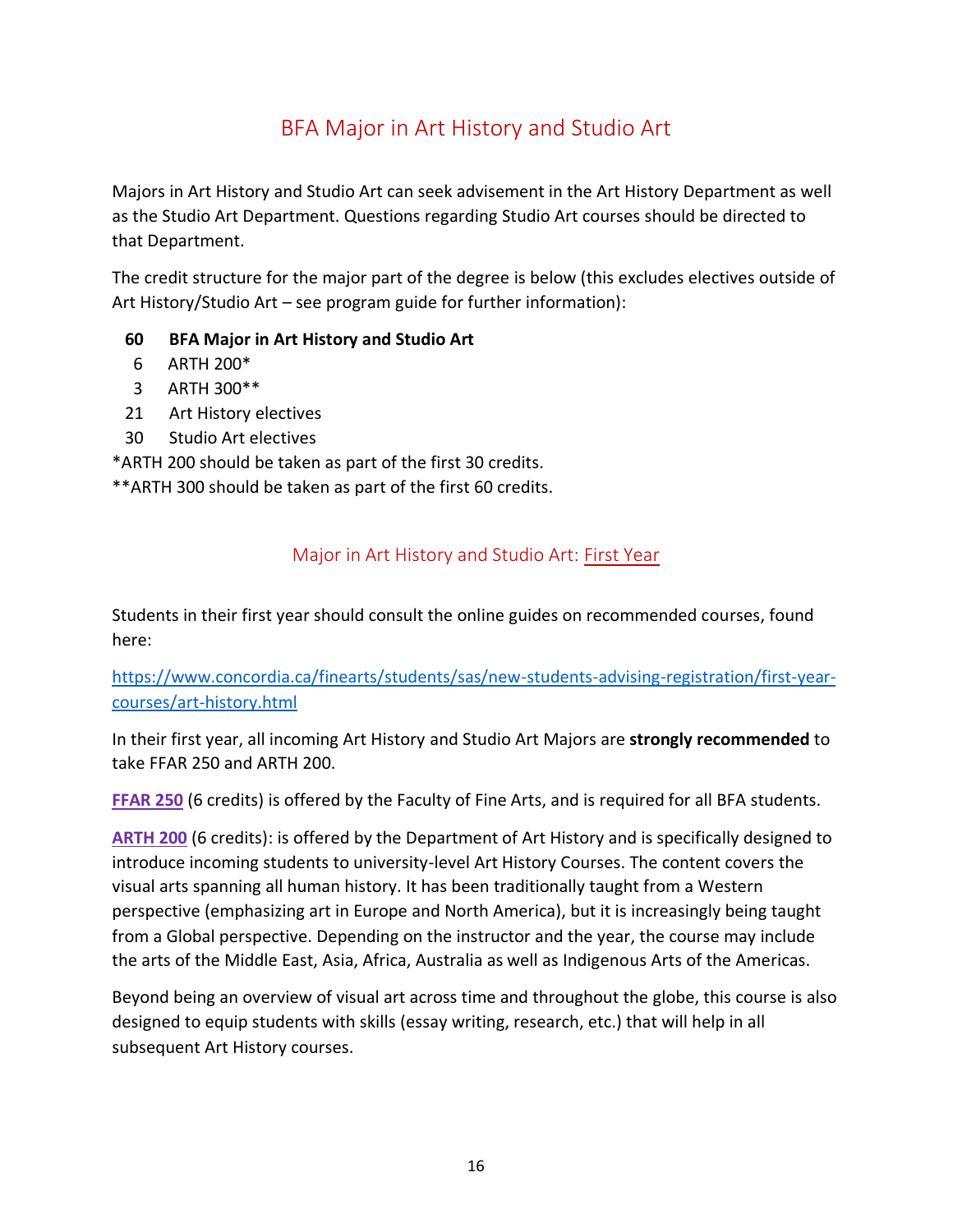## BFA Major in Art History and Studio Art

Majors in Art History and Studio Art can seek advisement in the Art History Department as well as the Studio Art Department. Questions regarding Studio Art courses should be directed to that Department.

The credit structure for the major part of the degree is below (this excludes electives outside of Art History/Studio Art – see program guide for further information):

| Credits | Course |
|---|---|
| **60** | **BFA Major in Art History and Studio Art** |
| 6 | ARTH 200* |
| 3 | ARTH 300** |
| 21 | Art History electives |
| 30 | Studio Art electives |

*ARTH 200 should be taken as part of the first 30 credits.

**ARTH 300 should be taken as part of the first 60 credits.

### Major in Art History and Studio Art: First Year

Students in their first year should consult the online guides on recommended courses, found here:

https://www.concordia.ca/finearts/students/sas/new-students-advising-registration/first-year-courses/art-history.html

In their first year, all incoming Art History and Studio Art Majors are **strongly recommended** to take FFAR 250 and ARTH 200.

**FFAR 250** (6 credits) is offered by the Faculty of Fine Arts, and is required for all BFA students.

**ARTH 200** (6 credits): is offered by the Department of Art History and is specifically designed to introduce incoming students to university-level Art History Courses. The content covers the visual arts spanning all human history. It has been traditionally taught from a Western perspective (emphasizing art in Europe and North America), but it is increasingly being taught from a Global perspective. Depending on the instructor and the year, the course may include the arts of the Middle East, Asia, Africa, Australia as well as Indigenous Arts of the Americas.

Beyond being an overview of visual art across time and throughout the globe, this course is also designed to equip students with skills (essay writing, research, etc.) that will help in all subsequent Art History courses.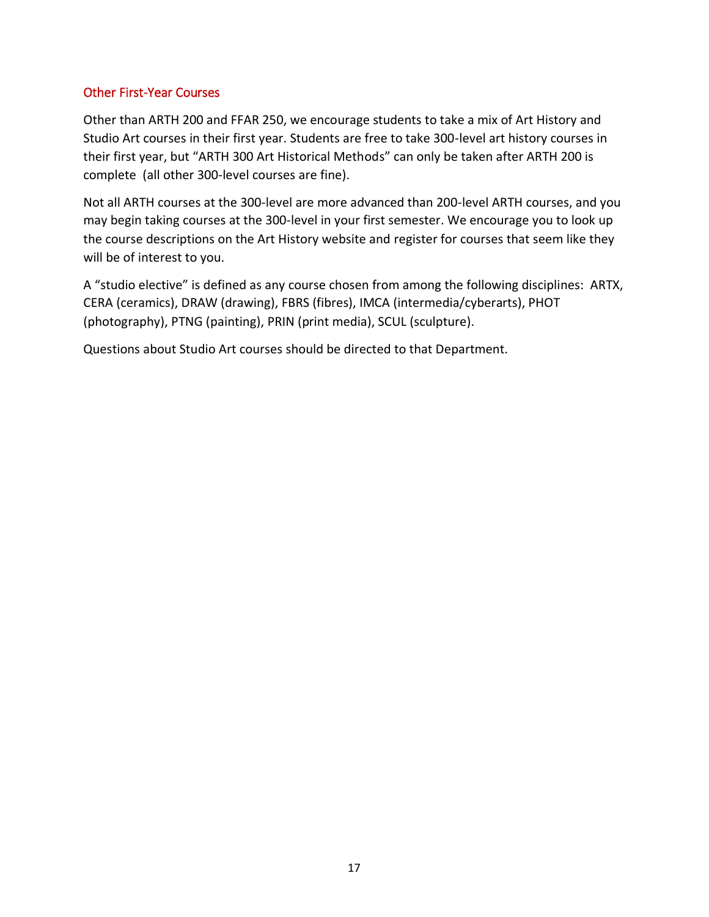## Other First-Year Courses

Other than ARTH 200 and FFAR 250, we encourage students to take a mix of Art History and Studio Art courses in their first year. Students are free to take 300-level art history courses in their first year, but “ARTH 300 Art Historical Methods” can only be taken after ARTH 200 is complete (all other 300-level courses are fine).

Not all ARTH courses at the 300-level are more advanced than 200-level ARTH courses, and you may begin taking courses at the 300-level in your first semester. We encourage you to look up the course descriptions on the Art History website and register for courses that seem like they will be of interest to you.

A “studio elective” is defined as any course chosen from among the following disciplines: ARTX, CERA (ceramics), DRAW (drawing), FBRS (fibres), IMCA (intermedia/cyberarts), PHOT (photography), PTNG (painting), PRIN (print media), SCUL (sculpture).

Questions about Studio Art courses should be directed to that Department.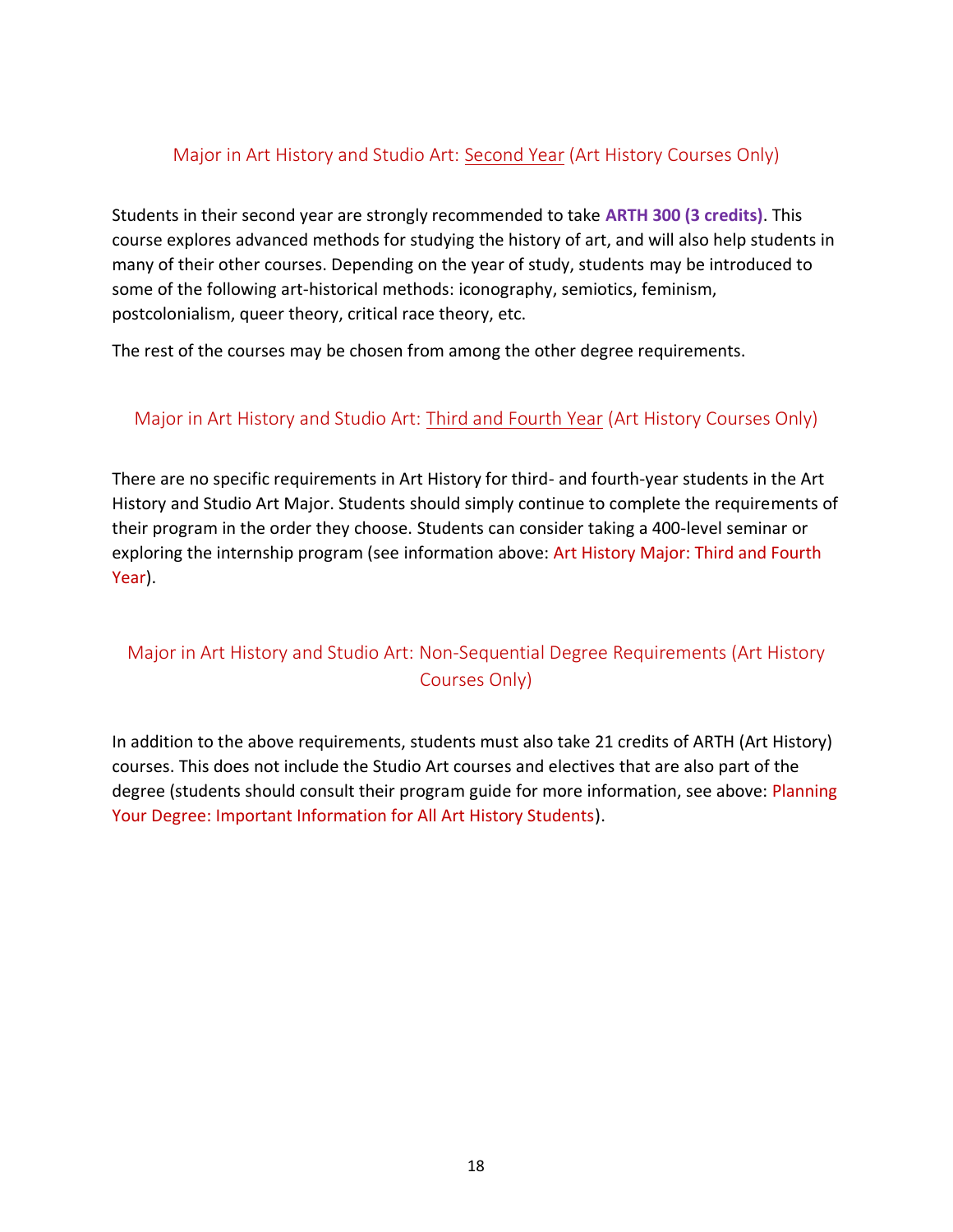## Major in Art History and Studio Art: <u>Second Year</u> (Art History Courses Only)

Students in their second year are strongly recommended to take **ARTH 300 (3 credits)**. This course explores advanced methods for studying the history of art, and will also help students in many of their other courses. Depending on the year of study, students may be introduced to some of the following art-historical methods: iconography, semiotics, feminism, postcolonialism, queer theory, critical race theory, etc.

The rest of the courses may be chosen from among the other degree requirements.

## Major in Art History and Studio Art: <u>Third and Fourth Year</u> (Art History Courses Only)

There are no specific requirements in Art History for third- and fourth-year students in the Art History and Studio Art Major. Students should simply continue to complete the requirements of their program in the order they choose. Students can consider taking a 400-level seminar or exploring the internship program (see information above: Art History Major: Third and Fourth Year).

## Major in Art History and Studio Art: Non-Sequential Degree Requirements (Art History Courses Only)

In addition to the above requirements, students must also take 21 credits of ARTH (Art History) courses. This does not include the Studio Art courses and electives that are also part of the degree (students should consult their program guide for more information, see above: Planning Your Degree: Important Information for All Art History Students).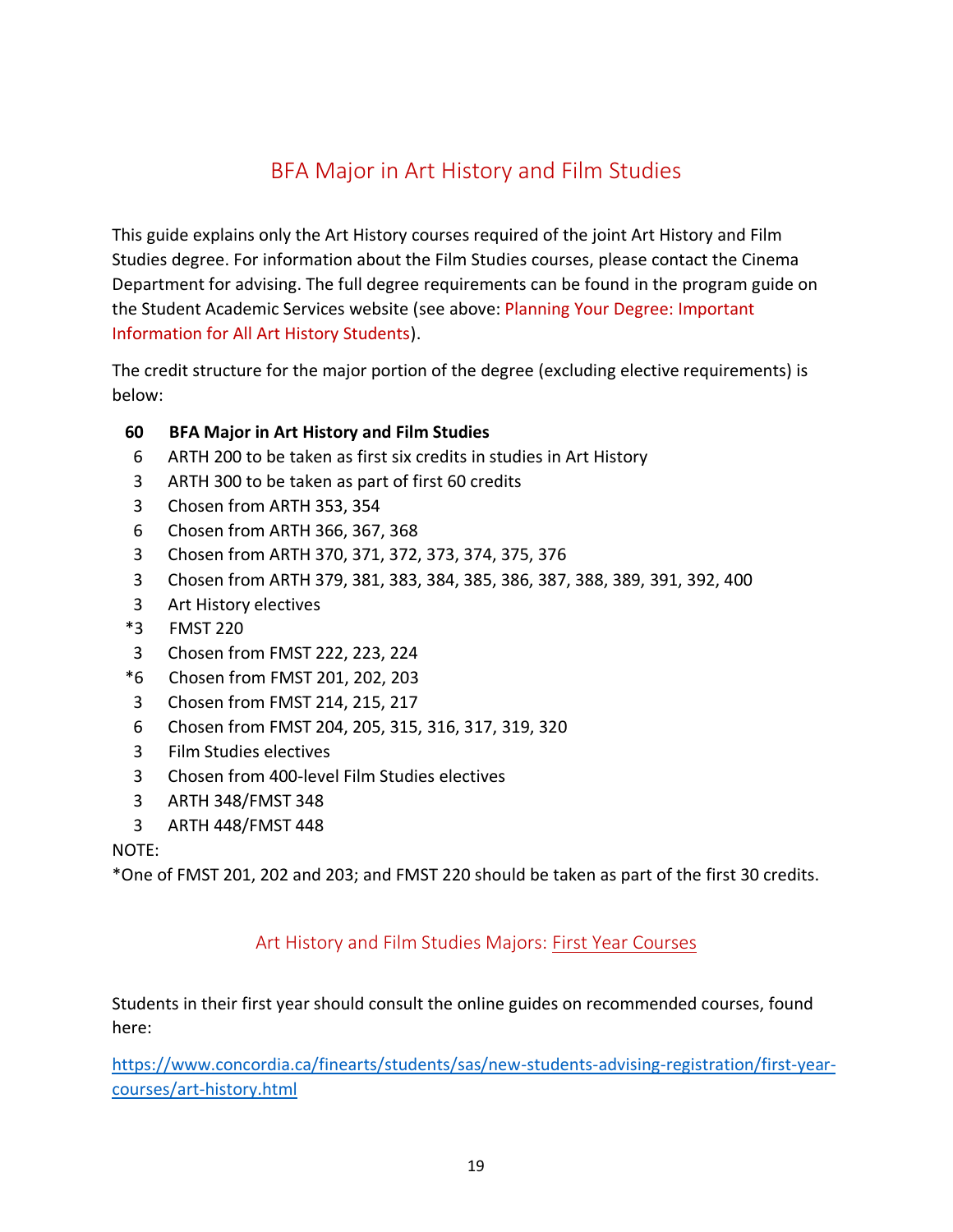## BFA Major in Art History and Film Studies

This guide explains only the Art History courses required of the joint Art History and Film Studies degree. For information about the Film Studies courses, please contact the Cinema Department for advising. The full degree requirements can be found in the program guide on the Student Academic Services website (see above: Planning Your Degree: Important Information for All Art History Students).

The credit structure for the major portion of the degree (excluding elective requirements) is below:

| Credits | Requirement |
|---|---|
| **60** | **BFA Major in Art History and Film Studies** |
| 6 | ARTH 200 to be taken as first six credits in studies in Art History |
| 3 | ARTH 300 to be taken as part of first 60 credits |
| 3 | Chosen from ARTH 353, 354 |
| 6 | Chosen from ARTH 366, 367, 368 |
| 3 | Chosen from ARTH 370, 371, 372, 373, 374, 375, 376 |
| 3 | Chosen from ARTH 379, 381, 383, 384, 385, 386, 387, 388, 389, 391, 392, 400 |
| 3 | Art History electives |
| *3 | FMST 220 |
| 3 | Chosen from FMST 222, 223, 224 |
| *6 | Chosen from FMST 201, 202, 203 |
| 3 | Chosen from FMST 214, 215, 217 |
| 6 | Chosen from FMST 204, 205, 315, 316, 317, 319, 320 |
| 3 | Film Studies electives |
| 3 | Chosen from 400-level Film Studies electives |
| 3 | ARTH 348/FMST 348 |
| 3 | ARTH 448/FMST 448 |

NOTE:
*One of FMST 201, 202 and 203; and FMST 220 should be taken as part of the first 30 credits.

### Art History and Film Studies Majors: First Year Courses

Students in their first year should consult the online guides on recommended courses, found here:

https://www.concordia.ca/finearts/students/sas/new-students-advising-registration/first-year-courses/art-history.html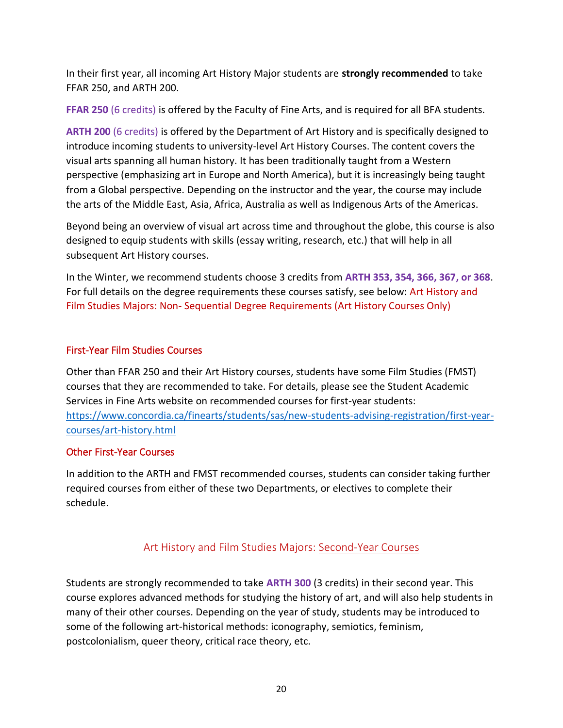In their first year, all incoming Art History Major students are **strongly recommended** to take FFAR 250, and ARTH 200.

**FFAR 250** (6 credits) is offered by the Faculty of Fine Arts, and is required for all BFA students.

**ARTH 200** (6 credits) is offered by the Department of Art History and is specifically designed to introduce incoming students to university-level Art History Courses. The content covers the visual arts spanning all human history. It has been traditionally taught from a Western perspective (emphasizing art in Europe and North America), but it is increasingly being taught from a Global perspective. Depending on the instructor and the year, the course may include the arts of the Middle East, Asia, Africa, Australia as well as Indigenous Arts of the Americas.

Beyond being an overview of visual art across time and throughout the globe, this course is also designed to equip students with skills (essay writing, research, etc.) that will help in all subsequent Art History courses.

In the Winter, we recommend students choose 3 credits from **ARTH 353, 354, 366, 367, or 368**. For full details on the degree requirements these courses satisfy, see below: Art History and Film Studies Majors: Non- Sequential Degree Requirements (Art History Courses Only)

### First-Year Film Studies Courses

Other than FFAR 250 and their Art History courses, students have some Film Studies (FMST) courses that they are recommended to take. For details, please see the Student Academic Services in Fine Arts website on recommended courses for first-year students: https://www.concordia.ca/finearts/students/sas/new-students-advising-registration/first-year-courses/art-history.html

### Other First-Year Courses

In addition to the ARTH and FMST recommended courses, students can consider taking further required courses from either of these two Departments, or electives to complete their schedule.

## Art History and Film Studies Majors: Second-Year Courses

Students are strongly recommended to take **ARTH 300** (3 credits) in their second year. This course explores advanced methods for studying the history of art, and will also help students in many of their other courses. Depending on the year of study, students may be introduced to some of the following art-historical methods: iconography, semiotics, feminism, postcolonialism, queer theory, critical race theory, etc.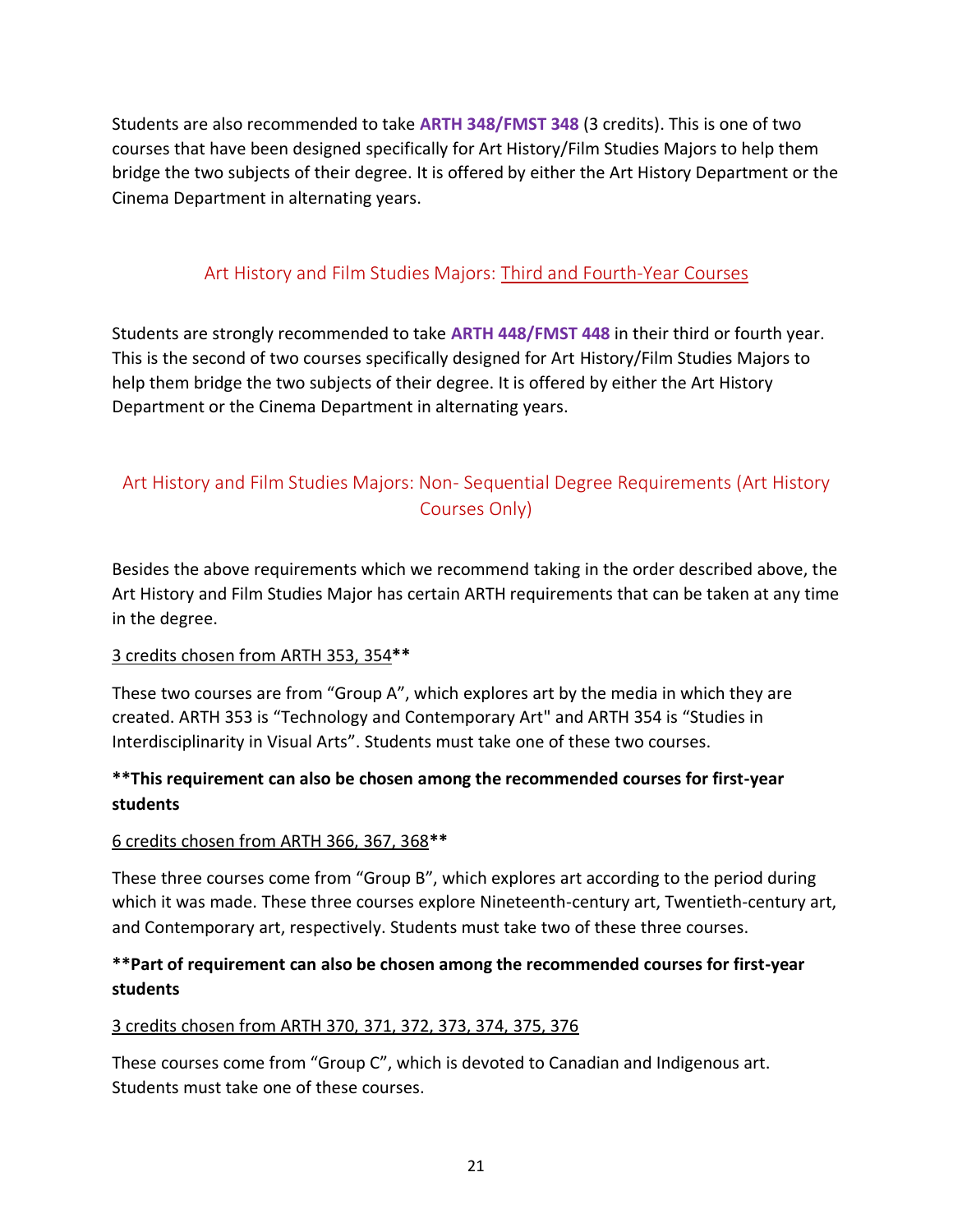Students are also recommended to take **ARTH 348/FMST 348** (3 credits). This is one of two courses that have been designed specifically for Art History/Film Studies Majors to help them bridge the two subjects of their degree. It is offered by either the Art History Department or the Cinema Department in alternating years.

## Art History and Film Studies Majors: Third and Fourth-Year Courses

Students are strongly recommended to take **ARTH 448/FMST 448** in their third or fourth year. This is the second of two courses specifically designed for Art History/Film Studies Majors to help them bridge the two subjects of their degree. It is offered by either the Art History Department or the Cinema Department in alternating years.

## Art History and Film Studies Majors: Non- Sequential Degree Requirements (Art History Courses Only)

Besides the above requirements which we recommend taking in the order described above, the Art History and Film Studies Major has certain ARTH requirements that can be taken at any time in the degree.

3 credits chosen from ARTH 353, 354**

These two courses are from "Group A", which explores art by the media in which they are created. ARTH 353 is "Technology and Contemporary Art" and ARTH 354 is "Studies in Interdisciplinarity in Visual Arts". Students must take one of these two courses.

****This requirement can also be chosen among the recommended courses for first-year students**

6 credits chosen from ARTH 366, 367, 368**

These three courses come from "Group B", which explores art according to the period during which it was made. These three courses explore Nineteenth-century art, Twentieth-century art, and Contemporary art, respectively. Students must take two of these three courses.

****Part of requirement can also be chosen among the recommended courses for first-year students**

3 credits chosen from ARTH 370, 371, 372, 373, 374, 375, 376

These courses come from "Group C", which is devoted to Canadian and Indigenous art. Students must take one of these courses.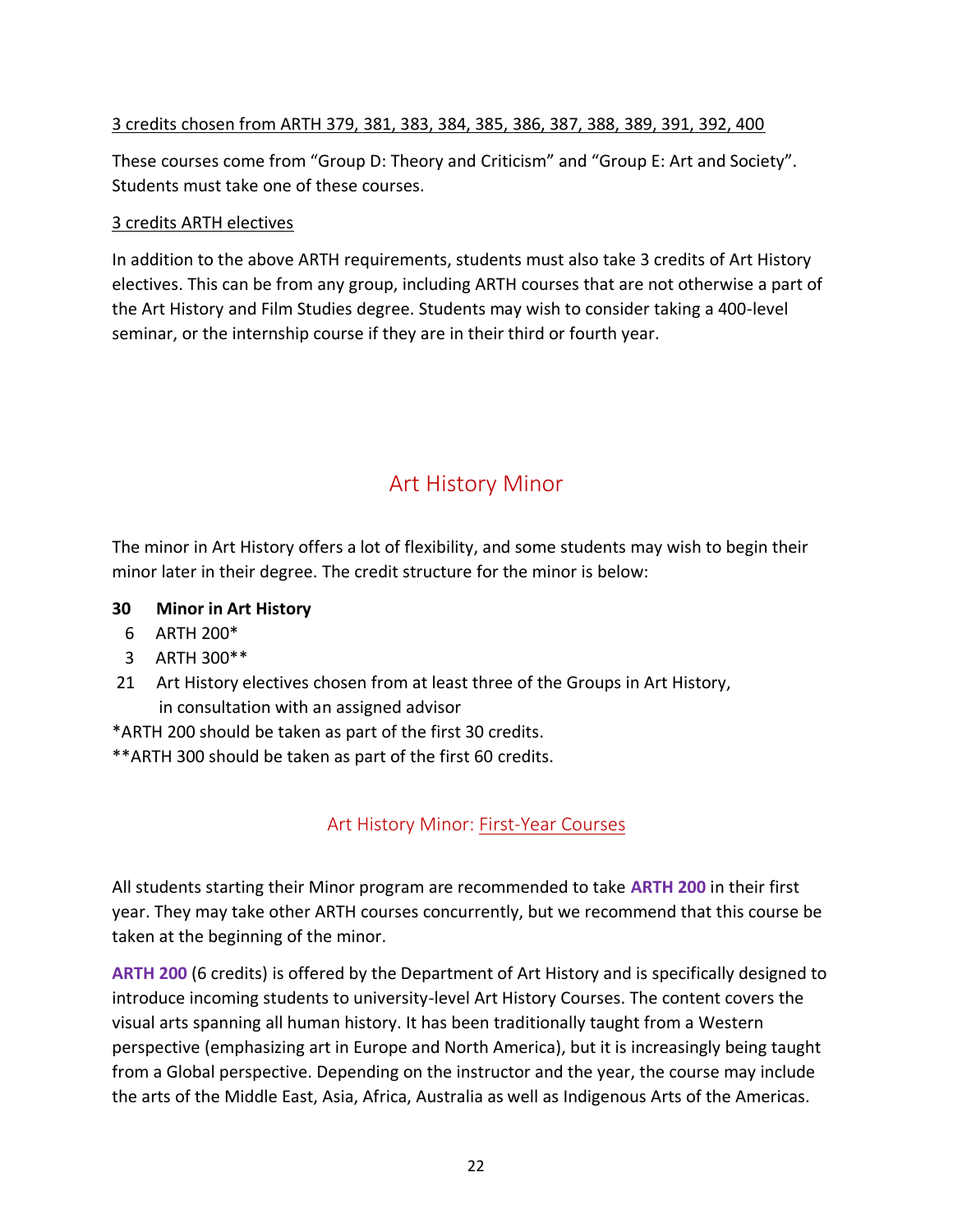3 credits chosen from ARTH 379, 381, 383, 384, 385, 386, 387, 388, 389, 391, 392, 400

These courses come from "Group D: Theory and Criticism" and "Group E: Art and Society". Students must take one of these courses.

3 credits ARTH electives

In addition to the above ARTH requirements, students must also take 3 credits of Art History electives. This can be from any group, including ARTH courses that are not otherwise a part of the Art History and Film Studies degree. Students may wish to consider taking a 400-level seminar, or the internship course if they are in their third or fourth year.

# Art History Minor

The minor in Art History offers a lot of flexibility, and some students may wish to begin their minor later in their degree. The credit structure for the minor is below:

**30 Minor in Art History**
- 6 ARTH 200*
- 3 ARTH 300**
- 21 Art History electives chosen from at least three of the Groups in Art History, in consultation with an assigned advisor

*ARTH 200 should be taken as part of the first 30 credits.
**ARTH 300 should be taken as part of the first 60 credits.

## Art History Minor: First-Year Courses

All students starting their Minor program are recommended to take **ARTH 200** in their first year. They may take other ARTH courses concurrently, but we recommend that this course be taken at the beginning of the minor.

**ARTH 200** (6 credits) is offered by the Department of Art History and is specifically designed to introduce incoming students to university-level Art History Courses. The content covers the visual arts spanning all human history. It has been traditionally taught from a Western perspective (emphasizing art in Europe and North America), but it is increasingly being taught from a Global perspective. Depending on the instructor and the year, the course may include the arts of the Middle East, Asia, Africa, Australia as well as Indigenous Arts of the Americas.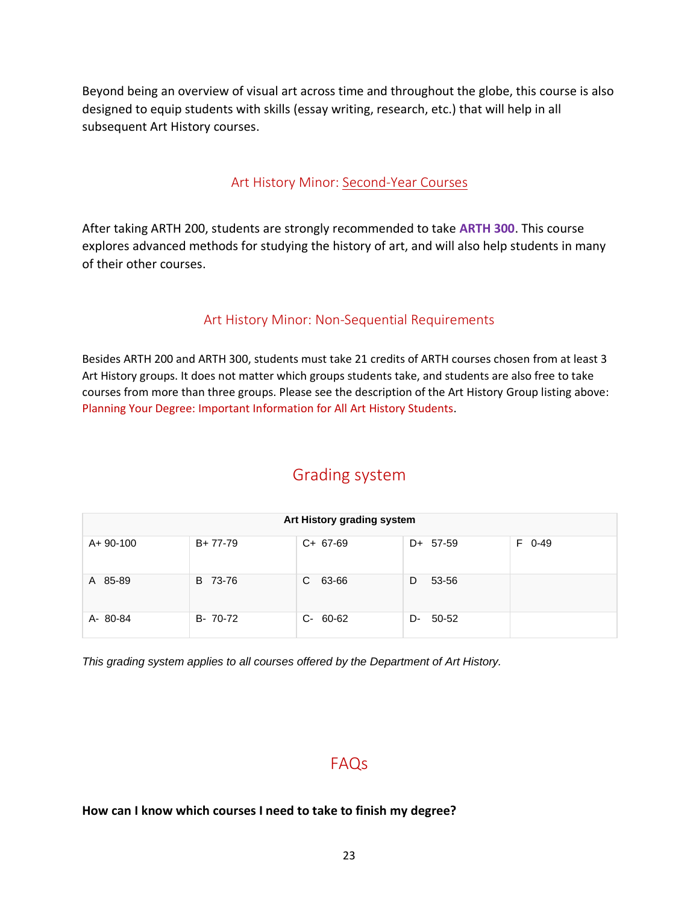Beyond being an overview of visual art across time and throughout the globe, this course is also designed to equip students with skills (essay writing, research, etc.) that will help in all subsequent Art History courses.

### Art History Minor: Second-Year Courses

After taking ARTH 200, students are strongly recommended to take **ARTH 300**. This course explores advanced methods for studying the history of art, and will also help students in many of their other courses.

### Art History Minor: Non-Sequential Requirements

Besides ARTH 200 and ARTH 300, students must take 21 credits of ARTH courses chosen from at least 3 Art History groups. It does not matter which groups students take, and students are also free to take courses from more than three groups. Please see the description of the Art History Group listing above: Planning Your Degree: Important Information for All Art History Students.

## Grading system

| Art History grading system | | | | |
|---|---|---|---|---|
| A+ 90-100 | B+ 77-79 | C+ 67-69 | D+ 57-59 | F 0-49 |
| A 85-89 | B 73-76 | C 63-66 | D 53-56 | |
| A- 80-84 | B- 70-72 | C- 60-62 | D- 50-52 | |

*This grading system applies to all courses offered by the Department of Art History.*

## FAQs

**How can I know which courses I need to take to finish my degree?**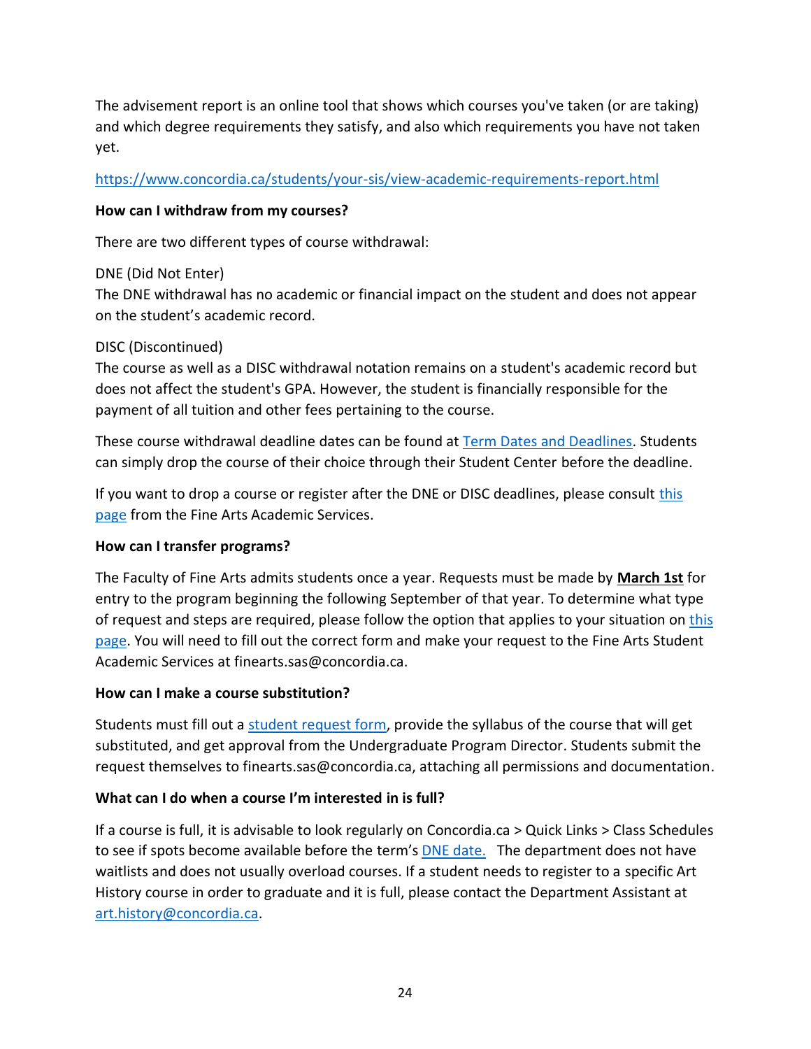The advisement report is an online tool that shows which courses you've taken (or are taking) and which degree requirements they satisfy, and also which requirements you have not taken yet.

https://www.concordia.ca/students/your-sis/view-academic-requirements-report.html

**How can I withdraw from my courses?**

There are two different types of course withdrawal:

DNE (Did Not Enter)
The DNE withdrawal has no academic or financial impact on the student and does not appear on the student's academic record.

DISC (Discontinued)
The course as well as a DISC withdrawal notation remains on a student's academic record but does not affect the student's GPA. However, the student is financially responsible for the payment of all tuition and other fees pertaining to the course.

These course withdrawal deadline dates can be found at Term Dates and Deadlines. Students can simply drop the course of their choice through their Student Center before the deadline.

If you want to drop a course or register after the DNE or DISC deadlines, please consult this page from the Fine Arts Academic Services.

**How can I transfer programs?**

The Faculty of Fine Arts admits students once a year. Requests must be made by **March 1st** for entry to the program beginning the following September of that year. To determine what type of request and steps are required, please follow the option that applies to your situation on this page. You will need to fill out the correct form and make your request to the Fine Arts Student Academic Services at finearts.sas@concordia.ca.

**How can I make a course substitution?**

Students must fill out a student request form, provide the syllabus of the course that will get substituted, and get approval from the Undergraduate Program Director. Students submit the request themselves to finearts.sas@concordia.ca, attaching all permissions and documentation.

**What can I do when a course I'm interested in is full?**

If a course is full, it is advisable to look regularly on Concordia.ca > Quick Links > Class Schedules to see if spots become available before the term's DNE date. The department does not have waitlists and does not usually overload courses. If a student needs to register to a specific Art History course in order to graduate and it is full, please contact the Department Assistant at art.history@concordia.ca.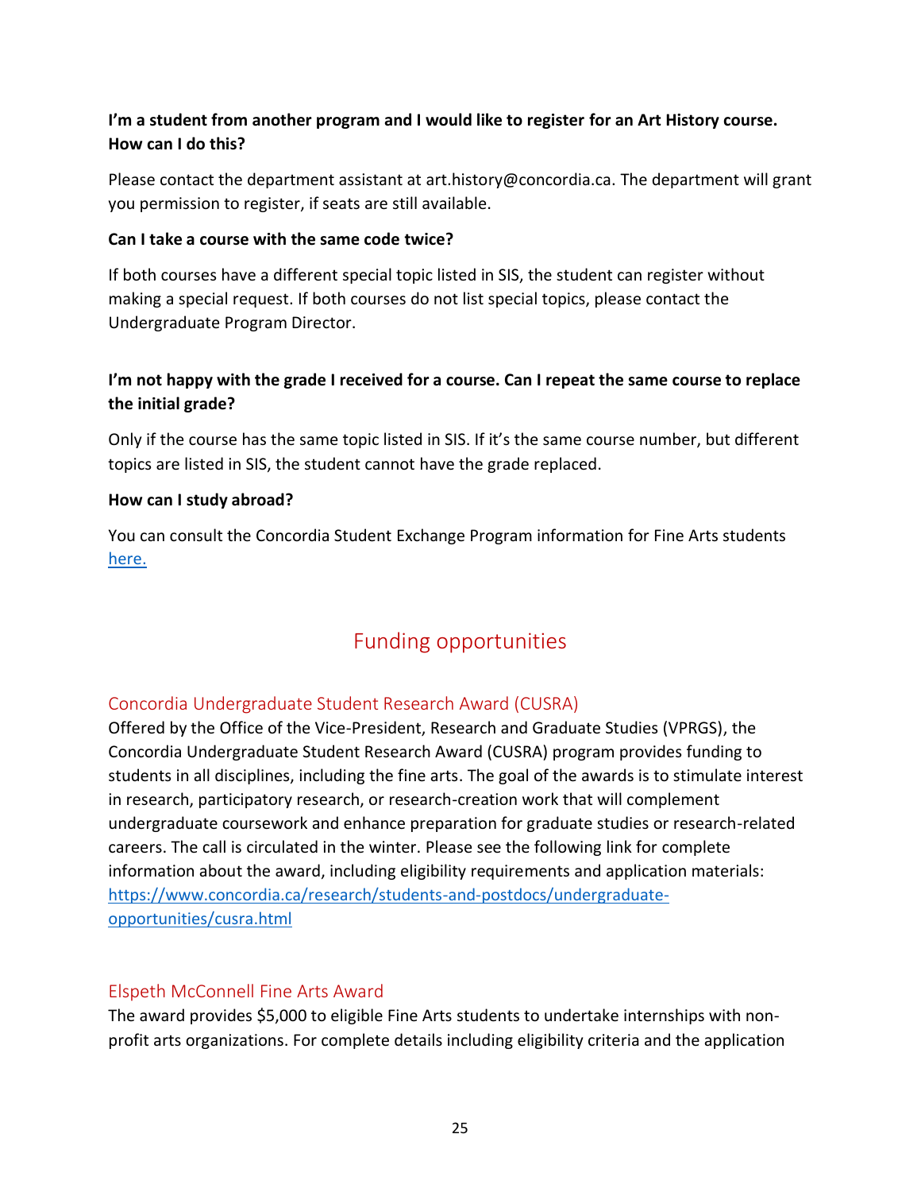**I'm a student from another program and I would like to register for an Art History course. How can I do this?**

Please contact the department assistant at art.history@concordia.ca. The department will grant you permission to register, if seats are still available.

**Can I take a course with the same code twice?**

If both courses have a different special topic listed in SIS, the student can register without making a special request. If both courses do not list special topics, please contact the Undergraduate Program Director.

**I'm not happy with the grade I received for a course. Can I repeat the same course to replace the initial grade?**

Only if the course has the same topic listed in SIS. If it's the same course number, but different topics are listed in SIS, the student cannot have the grade replaced.

**How can I study abroad?**

You can consult the Concordia Student Exchange Program information for Fine Arts students [here.]()

## Funding opportunities

### Concordia Undergraduate Student Research Award (CUSRA)

Offered by the Office of the Vice-President, Research and Graduate Studies (VPRGS), the Concordia Undergraduate Student Research Award (CUSRA) program provides funding to students in all disciplines, including the fine arts. The goal of the awards is to stimulate interest in research, participatory research, or research-creation work that will complement undergraduate coursework and enhance preparation for graduate studies or research-related careers. The call is circulated in the winter. Please see the following link for complete information about the award, including eligibility requirements and application materials: [https://www.concordia.ca/research/students-and-postdocs/undergraduate-opportunities/cusra.html](https://www.concordia.ca/research/students-and-postdocs/undergraduate-opportunities/cusra.html)

### Elspeth McConnell Fine Arts Award

The award provides $5,000 to eligible Fine Arts students to undertake internships with non-profit arts organizations. For complete details including eligibility criteria and the application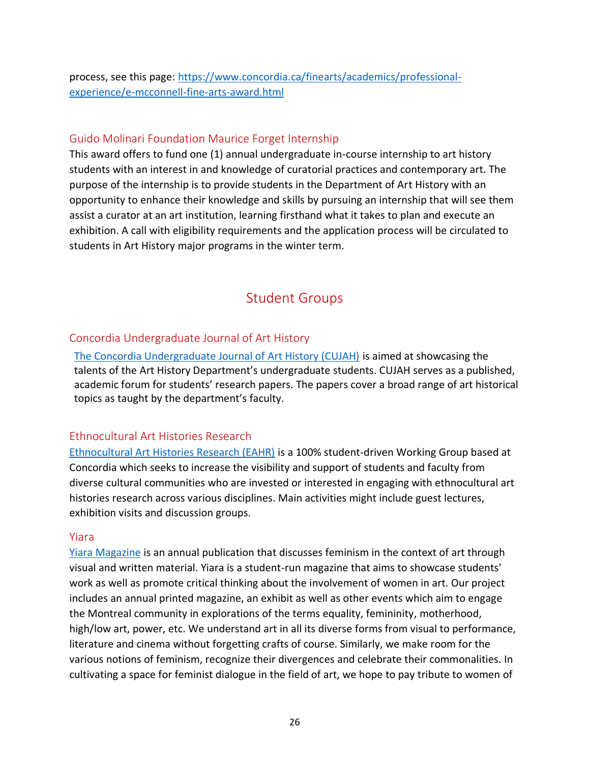process, see this page: [https://www.concordia.ca/finearts/academics/professional-experience/e-mcconnell-fine-arts-award.html](https://www.concordia.ca/finearts/academics/professional-experience/e-mcconnell-fine-arts-award.html)

### Guido Molinari Foundation Maurice Forget Internship

This award offers to fund one (1) annual undergraduate in-course internship to art history students with an interest in and knowledge of curatorial practices and contemporary art. The purpose of the internship is to provide students in the Department of Art History with an opportunity to enhance their knowledge and skills by pursuing an internship that will see them assist a curator at an art institution, learning firsthand what it takes to plan and execute an exhibition. A call with eligibility requirements and the application process will be circulated to students in Art History major programs in the winter term.

## Student Groups

### Concordia Undergraduate Journal of Art History

The Concordia Undergraduate Journal of Art History (CUJAH) is aimed at showcasing the talents of the Art History Department's undergraduate students. CUJAH serves as a published, academic forum for students' research papers. The papers cover a broad range of art historical topics as taught by the department's faculty.

### Ethnocultural Art Histories Research

Ethnocultural Art Histories Research (EAHR) is a 100% student-driven Working Group based at Concordia which seeks to increase the visibility and support of students and faculty from diverse cultural communities who are invested or interested in engaging with ethnocultural art histories research across various disciplines. Main activities might include guest lectures, exhibition visits and discussion groups.

### Yiara

Yiara Magazine is an annual publication that discusses feminism in the context of art through visual and written material. Yiara is a student-run magazine that aims to showcase students' work as well as promote critical thinking about the involvement of women in art. Our project includes an annual printed magazine, an exhibit as well as other events which aim to engage the Montreal community in explorations of the terms equality, femininity, motherhood, high/low art, power, etc. We understand art in all its diverse forms from visual to performance, literature and cinema without forgetting crafts of course. Similarly, we make room for the various notions of feminism, recognize their divergences and celebrate their commonalities. In cultivating a space for feminist dialogue in the field of art, we hope to pay tribute to women of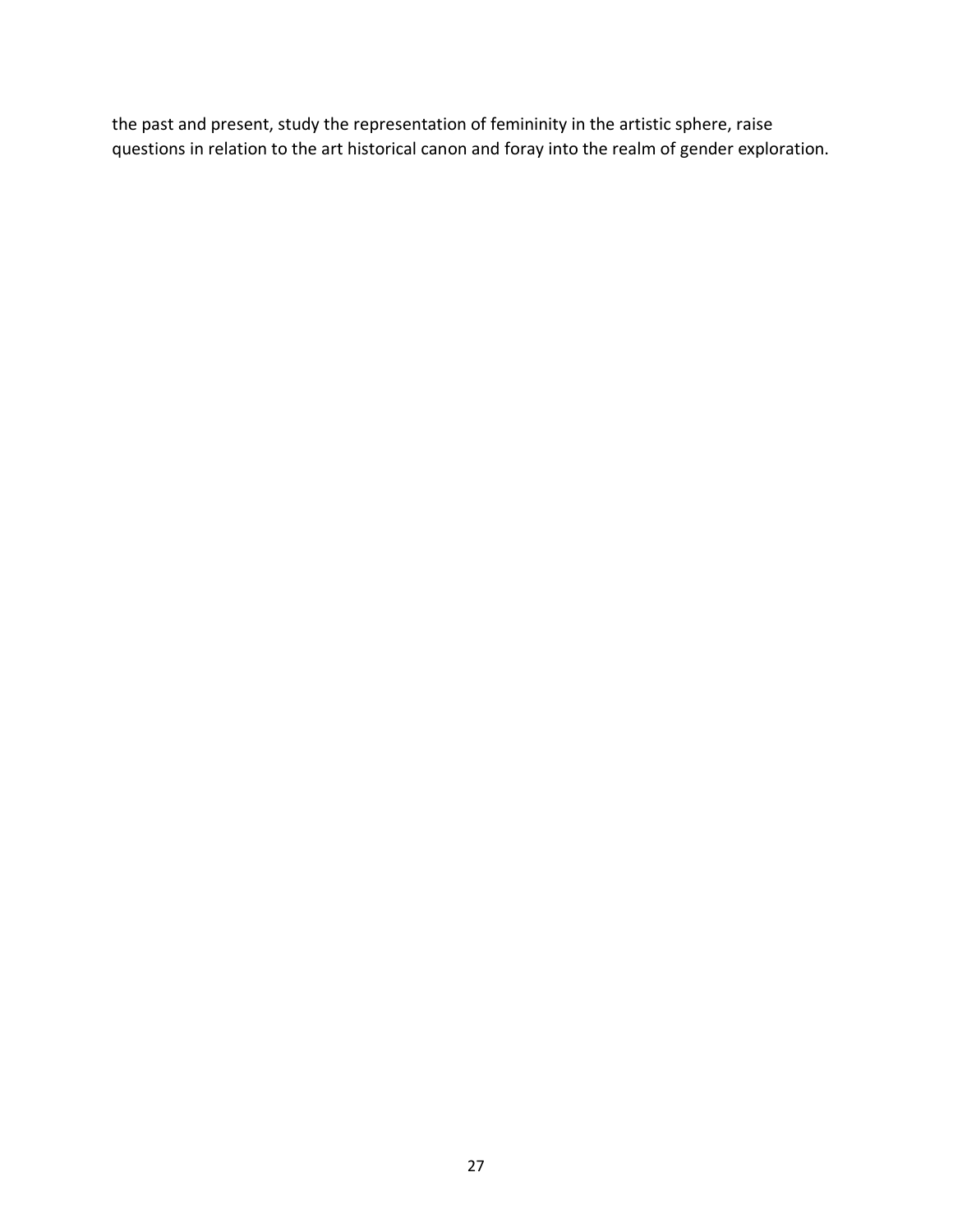the past and present, study the representation of femininity in the artistic sphere, raise questions in relation to the art historical canon and foray into the realm of gender exploration.